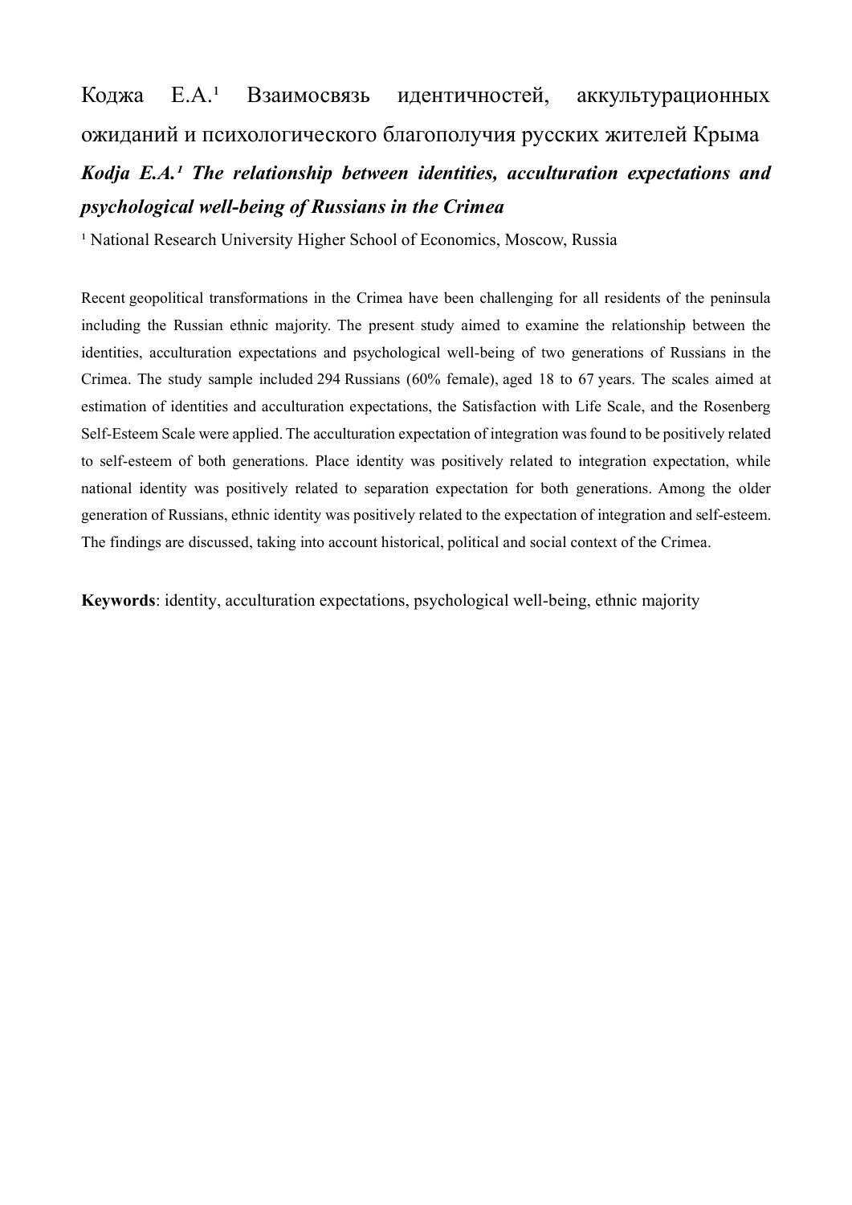# Коджа Е.А.[1] Взаимосвязь идентичностей, аккультурационных ожиданий и психологического благополучия русских жителей Крыма

## ***Kodja E.A.[1] The relationship between identities, acculturation expectations and psychological well-being of Russians in the Crimea***

[1] National Research University Higher School of Economics, Moscow, Russia

Recent geopolitical transformations in the Crimea have been challenging for all residents of the peninsula including the Russian ethnic majority. The present study aimed to examine the relationship between the identities, acculturation expectations and psychological well-being of two generations of Russians in the Crimea. The study sample included 294 Russians (60% female), aged 18 to 67 years. The scales aimed at estimation of identities and acculturation expectations, the Satisfaction with Life Scale, and the Rosenberg Self-Esteem Scale were applied. The acculturation expectation of integration was found to be positively related to self-esteem of both generations. Place identity was positively related to integration expectation, while national identity was positively related to separation expectation for both generations. Among the older generation of Russians, ethnic identity was positively related to the expectation of integration and self-esteem. The findings are discussed, taking into account historical, political and social context of the Crimea.

**Keywords**: identity, acculturation expectations, psychological well-being, ethnic majority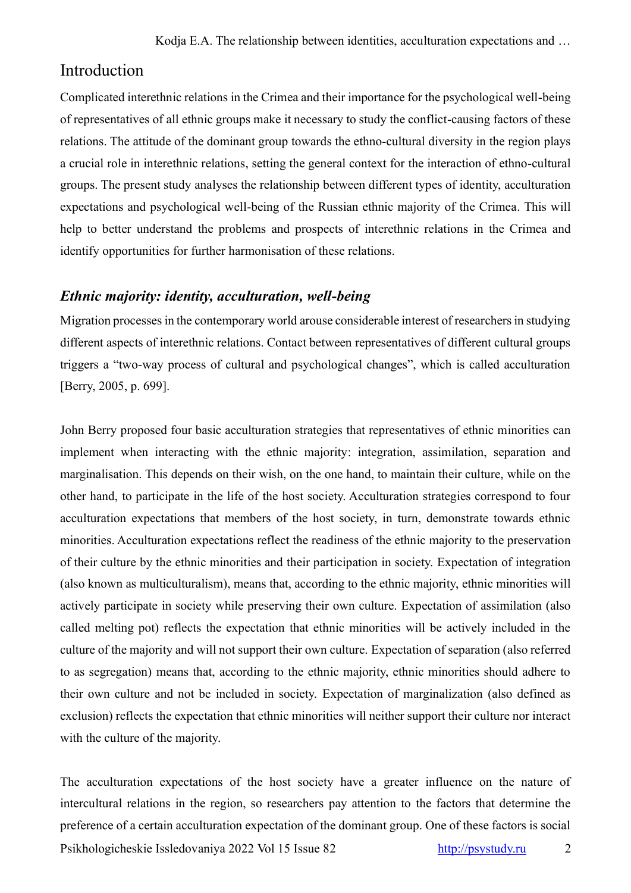# Introduction

Complicated interethnic relations in the Crimea and their importance for the psychological well-being of representatives of all ethnic groups make it necessary to study the conflict-causing factors of these relations. The attitude of the dominant group towards the ethno-cultural diversity in the region plays a crucial role in interethnic relations, setting the general context for the interaction of ethno-cultural groups. The present study analyses the relationship between different types of identity, acculturation expectations and psychological well-being of the Russian ethnic majority of the Crimea. This will help to better understand the problems and prospects of interethnic relations in the Crimea and identify opportunities for further harmonisation of these relations.

## *Ethnic majority: identity, acculturation, well-being*

Migration processes in the contemporary world arouse considerable interest of researchers in studying different aspects of interethnic relations. Contact between representatives of different cultural groups triggers a "two-way process of cultural and psychological changes", which is called acculturation [Berry, 2005, p. 699].

John Berry proposed four basic acculturation strategies that representatives of ethnic minorities can implement when interacting with the ethnic majority: integration, assimilation, separation and marginalisation. This depends on their wish, on the one hand, to maintain their culture, while on the other hand, to participate in the life of the host society. Acculturation strategies correspond to four acculturation expectations that members of the host society, in turn, demonstrate towards ethnic minorities. Acculturation expectations reflect the readiness of the ethnic majority to the preservation of their culture by the ethnic minorities and their participation in society. Expectation of integration (also known as multiculturalism), means that, according to the ethnic majority, ethnic minorities will actively participate in society while preserving their own culture. Expectation of assimilation (also called melting pot) reflects the expectation that ethnic minorities will be actively included in the culture of the majority and will not support their own culture. Expectation of separation (also referred to as segregation) means that, according to the ethnic majority, ethnic minorities should adhere to their own culture and not be included in society. Expectation of marginalization (also defined as exclusion) reflects the expectation that ethnic minorities will neither support their culture nor interact with the culture of the majority.

The acculturation expectations of the host society have a greater influence on the nature of intercultural relations in the region, so researchers pay attention to the factors that determine the preference of a certain acculturation expectation of the dominant group. One of these factors is social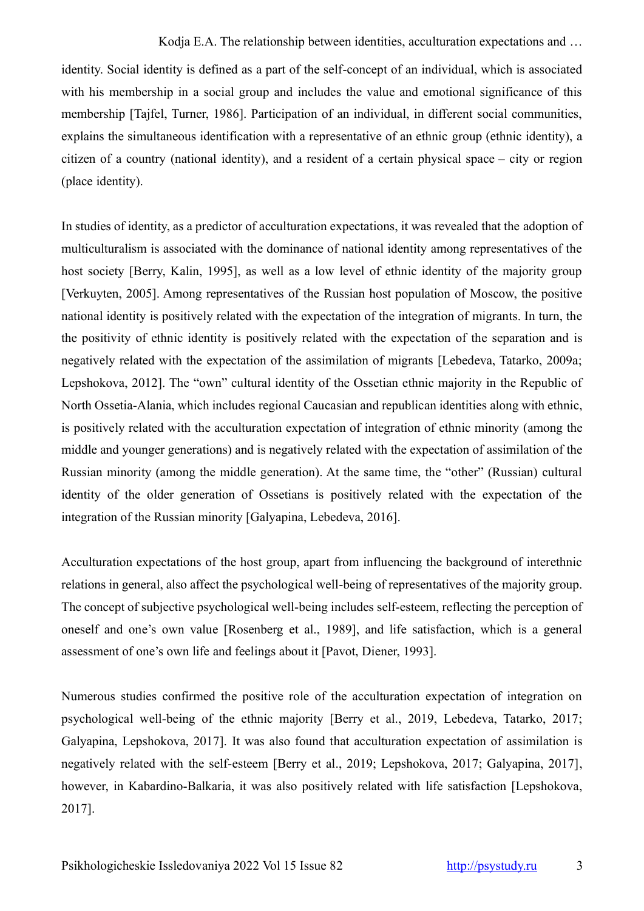identity. Social identity is defined as a part of the self-concept of an individual, which is associated with his membership in a social group and includes the value and emotional significance of this membership [Tajfel, Turner, 1986]. Participation of an individual, in different social communities, explains the simultaneous identification with a representative of an ethnic group (ethnic identity), a citizen of a country (national identity), and a resident of a certain physical space – city or region (place identity).

In studies of identity, as a predictor of acculturation expectations, it was revealed that the adoption of multiculturalism is associated with the dominance of national identity among representatives of the host society [Berry, Kalin, 1995], as well as a low level of ethnic identity of the majority group [Verkuyten, 2005]. Among representatives of the Russian host population of Moscow, the positive national identity is positively related with the expectation of the integration of migrants. In turn, the the positivity of ethnic identity is positively related with the expectation of the separation and is negatively related with the expectation of the assimilation of migrants [Lebedeva, Tatarko, 2009a; Lepshokova, 2012]. The "own" cultural identity of the Ossetian ethnic majority in the Republic of North Ossetia-Alania, which includes regional Caucasian and republican identities along with ethnic, is positively related with the acculturation expectation of integration of ethnic minority (among the middle and younger generations) and is negatively related with the expectation of assimilation of the Russian minority (among the middle generation). At the same time, the "other" (Russian) cultural identity of the older generation of Ossetians is positively related with the expectation of the integration of the Russian minority [Galyapina, Lebedeva, 2016].

Acculturation expectations of the host group, apart from influencing the background of interethnic relations in general, also affect the psychological well-being of representatives of the majority group. The concept of subjective psychological well-being includes self-esteem, reflecting the perception of oneself and one's own value [Rosenberg et al., 1989], and life satisfaction, which is a general assessment of one's own life and feelings about it [Pavot, Diener, 1993].

Numerous studies confirmed the positive role of the acculturation expectation of integration on psychological well-being of the ethnic majority [Berry et al., 2019, Lebedeva, Tatarko, 2017; Galyapina, Lepshokova, 2017]. It was also found that acculturation expectation of assimilation is negatively related with the self-esteem [Berry et al., 2019; Lepshokova, 2017; Galyapina, 2017], however, in Kabardino-Balkaria, it was also positively related with life satisfaction [Lepshokova, 2017].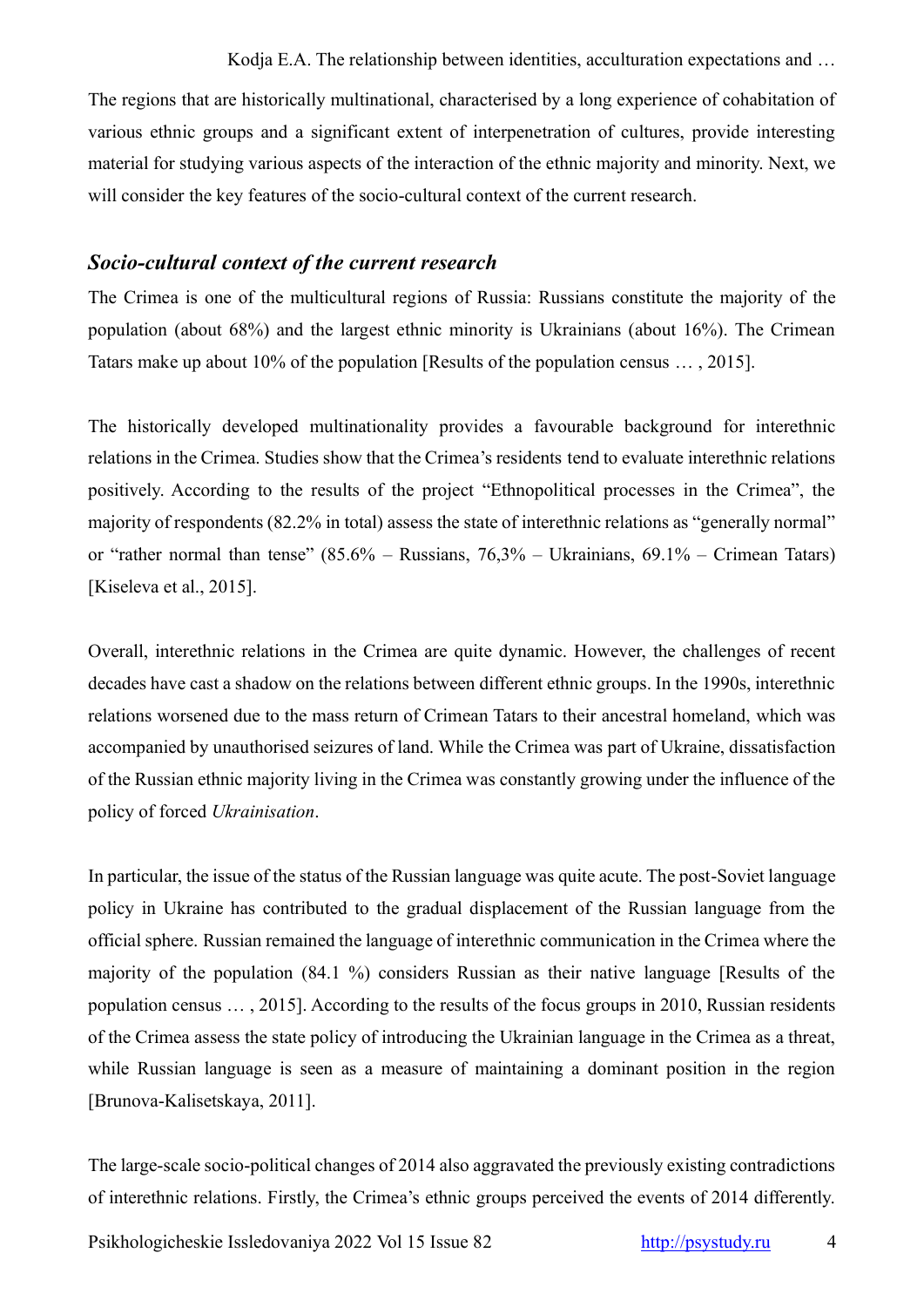The regions that are historically multinational, characterised by a long experience of cohabitation of various ethnic groups and a significant extent of interpenetration of cultures, provide interesting material for studying various aspects of the interaction of the ethnic majority and minority. Next, we will consider the key features of the socio-cultural context of the current research.

### *Socio-cultural context of the current research*

The Crimea is one of the multicultural regions of Russia: Russians constitute the majority of the population (about 68%) and the largest ethnic minority is Ukrainians (about 16%). The Crimean Tatars make up about 10% of the population [Results of the population census … , 2015].

The historically developed multinationality provides a favourable background for interethnic relations in the Crimea. Studies show that the Crimea's residents tend to evaluate interethnic relations positively. According to the results of the project "Ethnopolitical processes in the Crimea", the majority of respondents (82.2% in total) assess the state of interethnic relations as "generally normal" or "rather normal than tense" (85.6% – Russians, 76,3% – Ukrainians, 69.1% – Crimean Tatars) [Kiseleva et al., 2015].

Overall, interethnic relations in the Crimea are quite dynamic. However, the challenges of recent decades have cast a shadow on the relations between different ethnic groups. In the 1990s, interethnic relations worsened due to the mass return of Crimean Tatars to their ancestral homeland, which was accompanied by unauthorised seizures of land. While the Crimea was part of Ukraine, dissatisfaction of the Russian ethnic majority living in the Crimea was constantly growing under the influence of the policy of forced *Ukrainisation*.

In particular, the issue of the status of the Russian language was quite acute. The post-Soviet language policy in Ukraine has contributed to the gradual displacement of the Russian language from the official sphere. Russian remained the language of interethnic communication in the Crimea where the majority of the population (84.1 %) considers Russian as their native language [Results of the population census … , 2015]. According to the results of the focus groups in 2010, Russian residents of the Crimea assess the state policy of introducing the Ukrainian language in the Crimea as a threat, while Russian language is seen as a measure of maintaining a dominant position in the region [Brunova-Kalisetskaya, 2011].

The large-scale socio-political changes of 2014 also aggravated the previously existing contradictions of interethnic relations. Firstly, the Crimea's ethnic groups perceived the events of 2014 differently.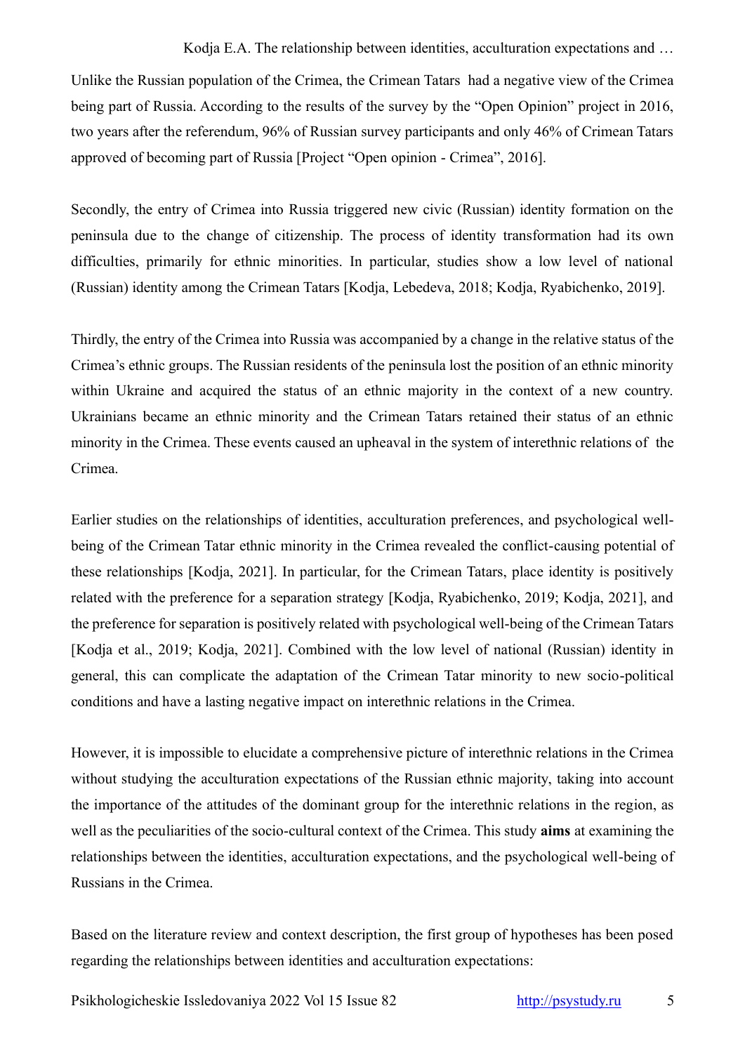Unlike the Russian population of the Crimea, the Crimean Tatars had a negative view of the Crimea being part of Russia. According to the results of the survey by the "Open Opinion" project in 2016, two years after the referendum, 96% of Russian survey participants and only 46% of Crimean Tatars approved of becoming part of Russia [Project "Open opinion - Crimea", 2016].

Secondly, the entry of Crimea into Russia triggered new civic (Russian) identity formation on the peninsula due to the change of citizenship. The process of identity transformation had its own difficulties, primarily for ethnic minorities. In particular, studies show a low level of national (Russian) identity among the Crimean Tatars [Kodja, Lebedeva, 2018; Kodja, Ryabichenko, 2019].

Thirdly, the entry of the Crimea into Russia was accompanied by a change in the relative status of the Crimea's ethnic groups. The Russian residents of the peninsula lost the position of an ethnic minority within Ukraine and acquired the status of an ethnic majority in the context of a new country. Ukrainians became an ethnic minority and the Crimean Tatars retained their status of an ethnic minority in the Crimea. These events caused an upheaval in the system of interethnic relations of the Crimea.

Earlier studies on the relationships of identities, acculturation preferences, and psychological well-being of the Crimean Tatar ethnic minority in the Crimea revealed the conflict-causing potential of these relationships [Kodja, 2021]. In particular, for the Crimean Tatars, place identity is positively related with the preference for a separation strategy [Kodja, Ryabichenko, 2019; Kodja, 2021], and the preference for separation is positively related with psychological well-being of the Crimean Tatars [Kodja et al., 2019; Kodja, 2021]. Combined with the low level of national (Russian) identity in general, this can complicate the adaptation of the Crimean Tatar minority to new socio-political conditions and have a lasting negative impact on interethnic relations in the Crimea.

However, it is impossible to elucidate a comprehensive picture of interethnic relations in the Crimea without studying the acculturation expectations of the Russian ethnic majority, taking into account the importance of the attitudes of the dominant group for the interethnic relations in the region, as well as the peculiarities of the socio-cultural context of the Crimea. This study **aims** at examining the relationships between the identities, acculturation expectations, and the psychological well-being of Russians in the Crimea.

Based on the literature review and context description, the first group of hypotheses has been posed regarding the relationships between identities and acculturation expectations: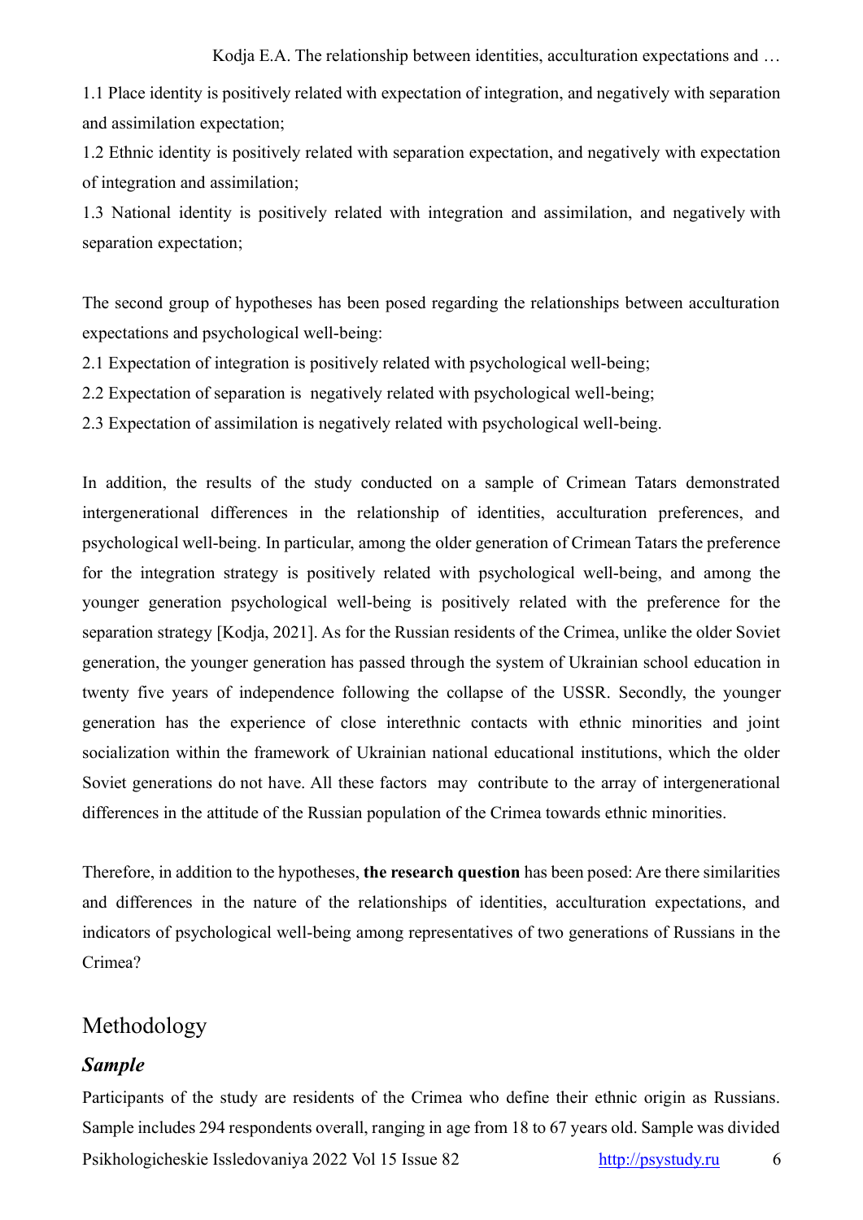1.1 Place identity is positively related with expectation of integration, and negatively with separation and assimilation expectation;

1.2 Ethnic identity is positively related with separation expectation, and negatively with expectation of integration and assimilation;

1.3 National identity is positively related with integration and assimilation, and negatively with separation expectation;

The second group of hypotheses has been posed regarding the relationships between acculturation expectations and psychological well-being:

2.1 Expectation of integration is positively related with psychological well-being;

2.2 Expectation of separation is negatively related with psychological well-being;

2.3 Expectation of assimilation is negatively related with psychological well-being.

In addition, the results of the study conducted on a sample of Crimean Tatars demonstrated intergenerational differences in the relationship of identities, acculturation preferences, and psychological well-being. In particular, among the older generation of Crimean Tatars the preference for the integration strategy is positively related with psychological well-being, and among the younger generation psychological well-being is positively related with the preference for the separation strategy [Kodja, 2021]. As for the Russian residents of the Crimea, unlike the older Soviet generation, the younger generation has passed through the system of Ukrainian school education in twenty five years of independence following the collapse of the USSR. Secondly, the younger generation has the experience of close interethnic contacts with ethnic minorities and joint socialization within the framework of Ukrainian national educational institutions, which the older Soviet generations do not have. All these factors may contribute to the array of intergenerational differences in the attitude of the Russian population of the Crimea towards ethnic minorities.

Therefore, in addition to the hypotheses, **the research question** has been posed: Are there similarities and differences in the nature of the relationships of identities, acculturation expectations, and indicators of psychological well-being among representatives of two generations of Russians in the Crimea?

# Methodology

### *Sample*

Participants of the study are residents of the Crimea who define their ethnic origin as Russians. Sample includes 294 respondents overall, ranging in age from 18 to 67 years old. Sample was divided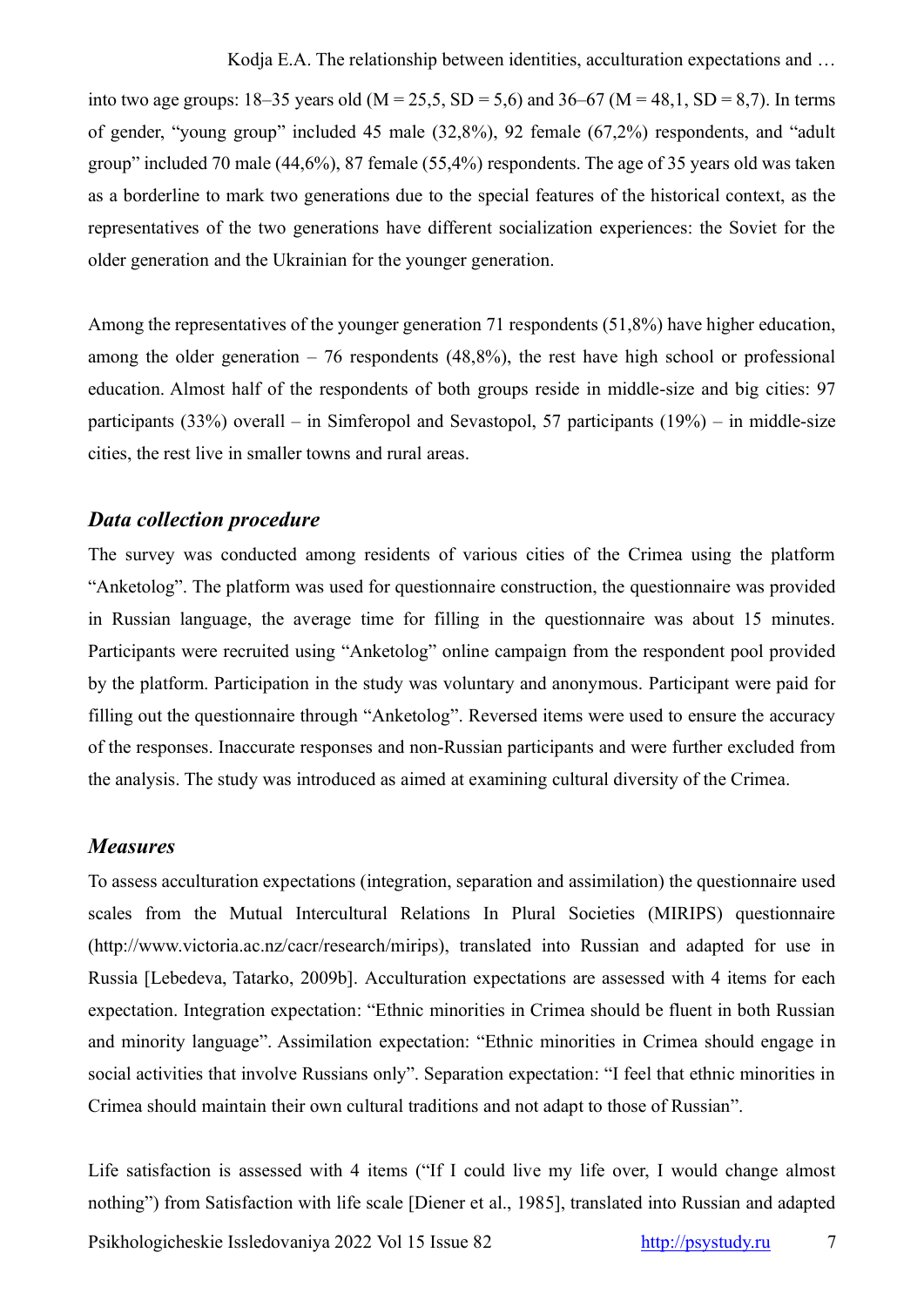into two age groups: 18–35 years old (M = 25,5, SD = 5,6) and 36–67 (M = 48,1, SD = 8,7). In terms of gender, "young group" included 45 male (32,8%), 92 female (67,2%) respondents, and "adult group" included 70 male (44,6%), 87 female (55,4%) respondents. The age of 35 years old was taken as a borderline to mark two generations due to the special features of the historical context, as the representatives of the two generations have different socialization experiences: the Soviet for the older generation and the Ukrainian for the younger generation.

Among the representatives of the younger generation 71 respondents (51,8%) have higher education, among the older generation – 76 respondents (48,8%), the rest have high school or professional education. Almost half of the respondents of both groups reside in middle-size and big cities: 97 participants (33%) overall – in Simferopol and Sevastopol, 57 participants (19%) – in middle-size cities, the rest live in smaller towns and rural areas.

### *Data collection procedure*

The survey was conducted among residents of various cities of the Crimea using the platform "Anketolog". The platform was used for questionnaire construction, the questionnaire was provided in Russian language, the average time for filling in the questionnaire was about 15 minutes. Participants were recruited using "Anketolog" online campaign from the respondent pool provided by the platform. Participation in the study was voluntary and anonymous. Participant were paid for filling out the questionnaire through "Anketolog". Reversed items were used to ensure the accuracy of the responses. Inaccurate responses and non-Russian participants and were further excluded from the analysis. The study was introduced as aimed at examining cultural diversity of the Crimea.

### *Measures*

To assess acculturation expectations (integration, separation and assimilation) the questionnaire used scales from the Mutual Intercultural Relations In Plural Societies (MIRIPS) questionnaire (http://www.victoria.ac.nz/cacr/research/mirips), translated into Russian and adapted for use in Russia [Lebedeva, Tatarko, 2009b]. Acculturation expectations are assessed with 4 items for each expectation. Integration expectation: "Ethnic minorities in Crimea should be fluent in both Russian and minority language". Assimilation expectation: "Ethnic minorities in Crimea should engage in social activities that involve Russians only". Separation expectation: "I feel that ethnic minorities in Crimea should maintain their own cultural traditions and not adapt to those of Russian".

Life satisfaction is assessed with 4 items ("If I could live my life over, I would change almost nothing") from Satisfaction with life scale [Diener et al., 1985], translated into Russian and adapted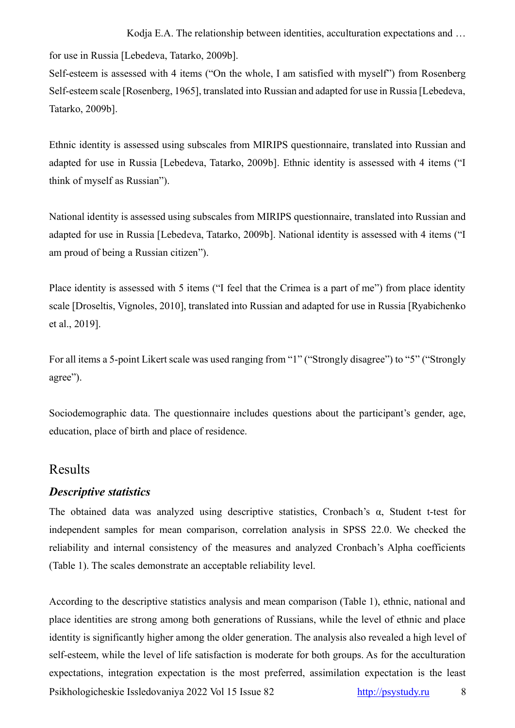for use in Russia [Lebedeva, Tatarko, 2009b].

Self-esteem is assessed with 4 items ("On the whole, I am satisfied with myself") from Rosenberg Self-esteem scale [Rosenberg, 1965], translated into Russian and adapted for use in Russia [Lebedeva, Tatarko, 2009b].

Ethnic identity is assessed using subscales from MIRIPS questionnaire, translated into Russian and adapted for use in Russia [Lebedeva, Tatarko, 2009b]. Ethnic identity is assessed with 4 items ("I think of myself as Russian").

National identity is assessed using subscales from MIRIPS questionnaire, translated into Russian and adapted for use in Russia [Lebedeva, Tatarko, 2009b]. National identity is assessed with 4 items ("I am proud of being a Russian citizen").

Place identity is assessed with 5 items ("I feel that the Crimea is a part of me") from place identity scale [Droseltis, Vignoles, 2010], translated into Russian and adapted for use in Russia [Ryabichenko et al., 2019].

For all items a 5-point Likert scale was used ranging from "1" ("Strongly disagree") to "5" ("Strongly agree").

Sociodemographic data. The questionnaire includes questions about the participant's gender, age, education, place of birth and place of residence.

# Results

### *Descriptive statistics*

The obtained data was analyzed using descriptive statistics, Cronbach's α, Student t-test for independent samples for mean comparison, correlation analysis in SPSS 22.0. We checked the reliability and internal consistency of the measures and analyzed Cronbach's Alpha coefficients (Table 1). The scales demonstrate an acceptable reliability level.

According to the descriptive statistics analysis and mean comparison (Table 1), ethnic, national and place identities are strong among both generations of Russians, while the level of ethnic and place identity is significantly higher among the older generation. The analysis also revealed a high level of self-esteem, while the level of life satisfaction is moderate for both groups. As for the acculturation expectations, integration expectation is the most preferred, assimilation expectation is the least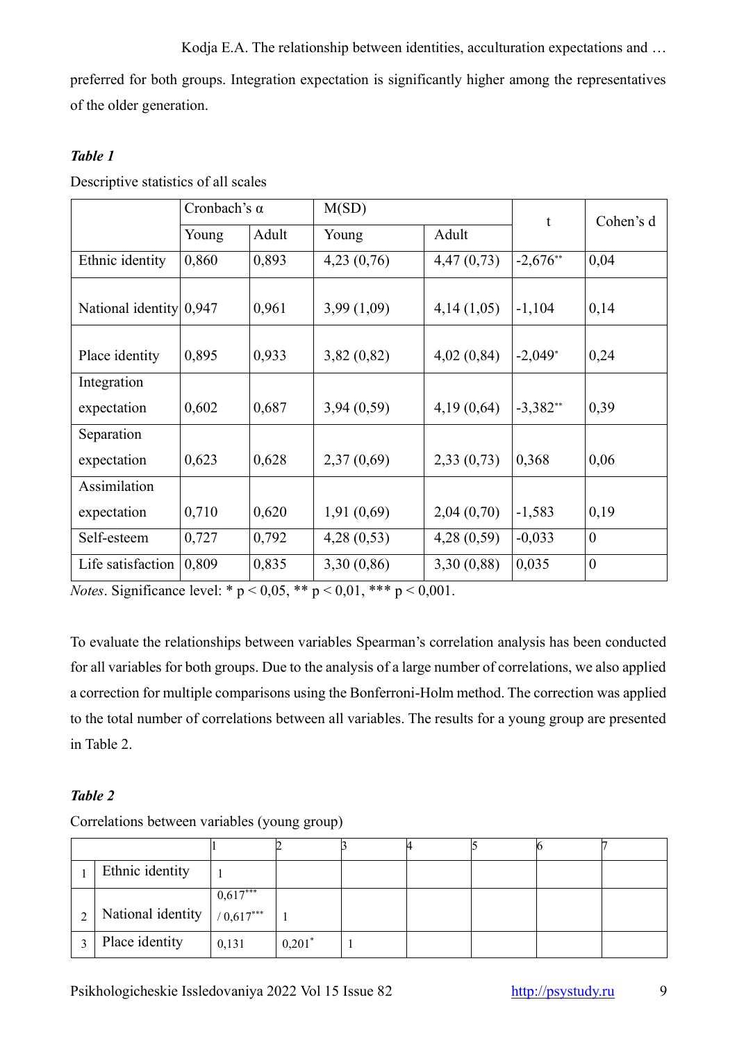preferred for both groups. Integration expectation is significantly higher among the representatives of the older generation.

***Table 1***

Descriptive statistics of all scales

| | Cronbach's α | | M(SD) | | t | Cohen's d |
|---|---|---|---|---|---|---|
| | Young | Adult | Young | Adult | | |
| Ethnic identity | 0,860 | 0,893 | 4,23 (0,76) | 4,47 (0,73) | -2,676** | 0,04 |
| National identity | 0,947 | 0,961 | 3,99 (1,09) | 4,14 (1,05) | -1,104 | 0,14 |
| Place identity | 0,895 | 0,933 | 3,82 (0,82) | 4,02 (0,84) | -2,049* | 0,24 |
| Integration expectation | 0,602 | 0,687 | 3,94 (0,59) | 4,19 (0,64) | -3,382** | 0,39 |
| Separation expectation | 0,623 | 0,628 | 2,37 (0,69) | 2,33 (0,73) | 0,368 | 0,06 |
| Assimilation expectation | 0,710 | 0,620 | 1,91 (0,69) | 2,04 (0,70) | -1,583 | 0,19 |
| Self-esteem | 0,727 | 0,792 | 4,28 (0,53) | 4,28 (0,59) | -0,033 | 0 |
| Life satisfaction | 0,809 | 0,835 | 3,30 (0,86) | 3,30 (0,88) | 0,035 | 0 |

*Notes*. Significance level: * p < 0,05, ** p < 0,01, *** p < 0,001.

To evaluate the relationships between variables Spearman's correlation analysis has been conducted for all variables for both groups. Due to the analysis of a large number of correlations, we also applied a correction for multiple comparisons using the Bonferroni-Holm method. The correction was applied to the total number of correlations between all variables. The results for a young group are presented in Table 2.

***Table 2***

Correlations between variables (young group)

| | | 1 | 2 | 3 | 4 | 5 | 6 | 7 |
|---|---|---|---|---|---|---|---|---|
| 1 | Ethnic identity | 1 | | | | | | |
| 2 | National identity | 0,617*** / 0,617*** | 1 | | | | | |
| 3 | Place identity | 0,131 | 0,201* | 1 | | | | |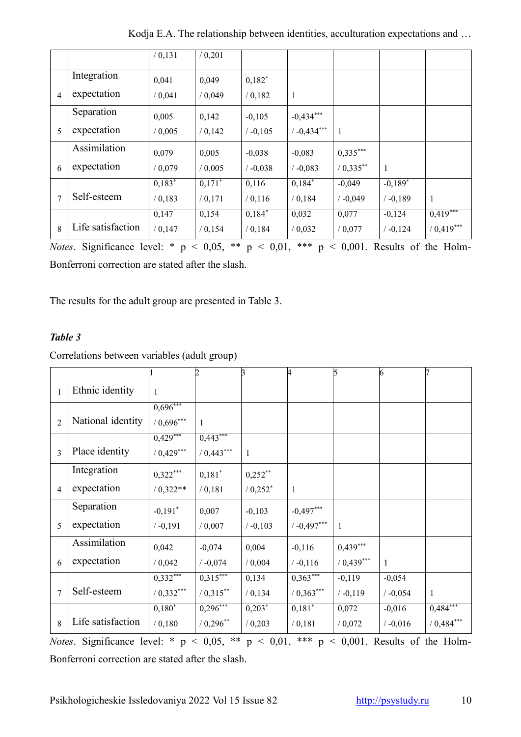| | | | | | | | | |
|---|---|---|---|---|---|---|---|---|
| | | / 0,131 | / 0,201 | | | | | |
| 4 | Integration expectation | 0,041 / 0,041 | 0,049 / 0,049 | 0,182* / 0,182 | 1 | | | |
| 5 | Separation expectation | 0,005 / 0,005 | 0,142 / 0,142 | -0,105 / -0,105 | -0,434*** / -0,434*** | 1 | | |
| 6 | Assimilation expectation | 0,079 / 0,079 | 0,005 / 0,005 | -0,038 / -0,038 | -0,083 / -0,083 | 0,335*** / 0,335** | 1 | |
| 7 | Self-esteem | 0,183* / 0,183 | 0,171* / 0,171 | 0,116 / 0,116 | 0,184* / 0,184 | -0,049 / -0,049 | -0,189* / -0,189 | 1 |
| 8 | Life satisfaction | 0,147 / 0,147 | 0,154 / 0,154 | 0,184* / 0,184 | 0,032 / 0,032 | 0,077 / 0,077 | -0,124 / -0,124 | 0,419*** / 0,419*** |

*Notes*. Significance level: * p < 0,05, ** p < 0,01, *** p < 0,001. Results of the Holm-Bonferroni correction are stated after the slash.

The results for the adult group are presented in Table 3.

***Table 3***

Correlations between variables (adult group)

| | | 1 | 2 | 3 | 4 | 5 | 6 | 7 |
|---|---|---|---|---|---|---|---|---|
| 1 | Ethnic identity | 1 | | | | | | |
| 2 | National identity | 0,696*** / 0,696*** | 1 | | | | | |
| 3 | Place identity | 0,429*** / 0,429*** | 0,443*** / 0,443*** | 1 | | | | |
| 4 | Integration expectation | 0,322*** / 0,322** | 0,181* / 0,181 | 0,252** / 0,252* | 1 | | | |
| 5 | Separation expectation | -0,191* / -0,191 | 0,007 / 0,007 | -0,103 / -0,103 | -0,497*** / -0,497*** | 1 | | |
| 6 | Assimilation expectation | 0,042 / 0,042 | -0,074 / -0,074 | 0,004 / 0,004 | -0,116 / -0,116 | 0,439*** / 0,439*** | 1 | |
| 7 | Self-esteem | 0,332*** / 0,332*** | 0,315*** / 0,315** | 0,134 / 0,134 | 0,363*** / 0,363*** | -0,119 / -0,119 | -0,054 / -0,054 | 1 |
| 8 | Life satisfaction | 0,180* / 0,180 | 0,296*** / 0,296** | 0,203* / 0,203 | 0,181* / 0,181 | 0,072 / 0,072 | -0,016 / -0,016 | 0,484*** / 0,484*** |

*Notes*. Significance level: * p < 0,05, ** p < 0,01, *** p < 0,001. Results of the Holm-Bonferroni correction are stated after the slash.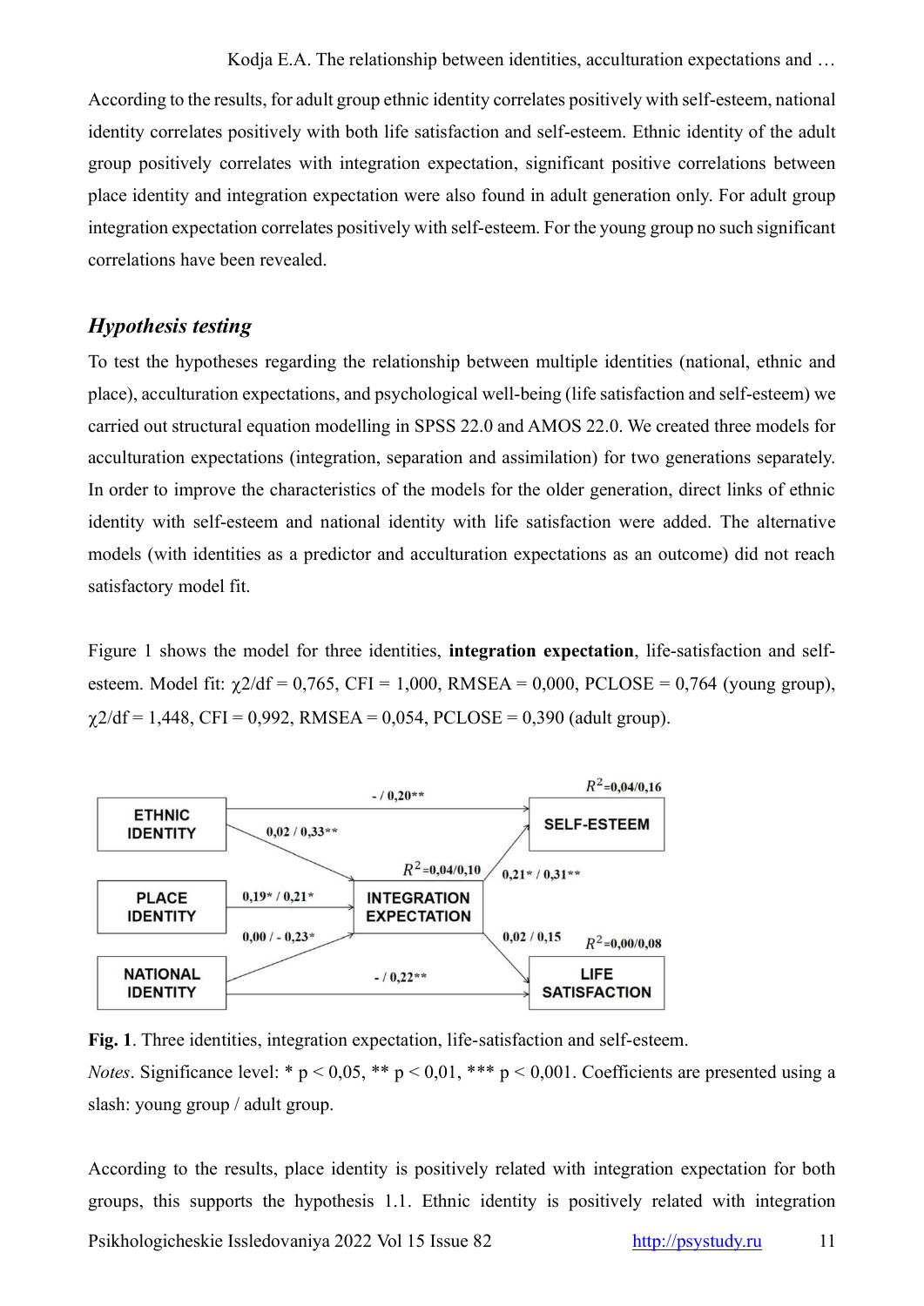According to the results, for adult group ethnic identity correlates positively with self-esteem, national identity correlates positively with both life satisfaction and self-esteem. Ethnic identity of the adult group positively correlates with integration expectation, significant positive correlations between place identity and integration expectation were also found in adult generation only. For adult group integration expectation correlates positively with self-esteem. For the young group no such significant correlations have been revealed.

## *Hypothesis testing*

To test the hypotheses regarding the relationship between multiple identities (national, ethnic and place), acculturation expectations, and psychological well-being (life satisfaction and self-esteem) we carried out structural equation modelling in SPSS 22.0 and AMOS 22.0. We created three models for acculturation expectations (integration, separation and assimilation) for two generations separately. In order to improve the characteristics of the models for the older generation, direct links of ethnic identity with self-esteem and national identity with life satisfaction were added. The alternative models (with identities as a predictor and acculturation expectations as an outcome) did not reach satisfactory model fit.

Figure 1 shows the model for three identities, **integration expectation**, life-satisfaction and self-esteem. Model fit: $\chi2/df = 0,765$, CFI = 1,000, RMSEA = 0,000, PCLOSE = 0,764 (young group), $\chi2/df = 1,448$, CFI = 0,992, RMSEA = 0,054, PCLOSE = 0,390 (adult group).

**Fig. 1**. Three identities, integration expectation, life-satisfaction and self-esteem.

*Notes*. Significance level: * p < 0,05, ** p < 0,01, *** p < 0,001. Coefficients are presented using a slash: young group / adult group.

According to the results, place identity is positively related with integration expectation for both groups, this supports the hypothesis 1.1. Ethnic identity is positively related with integration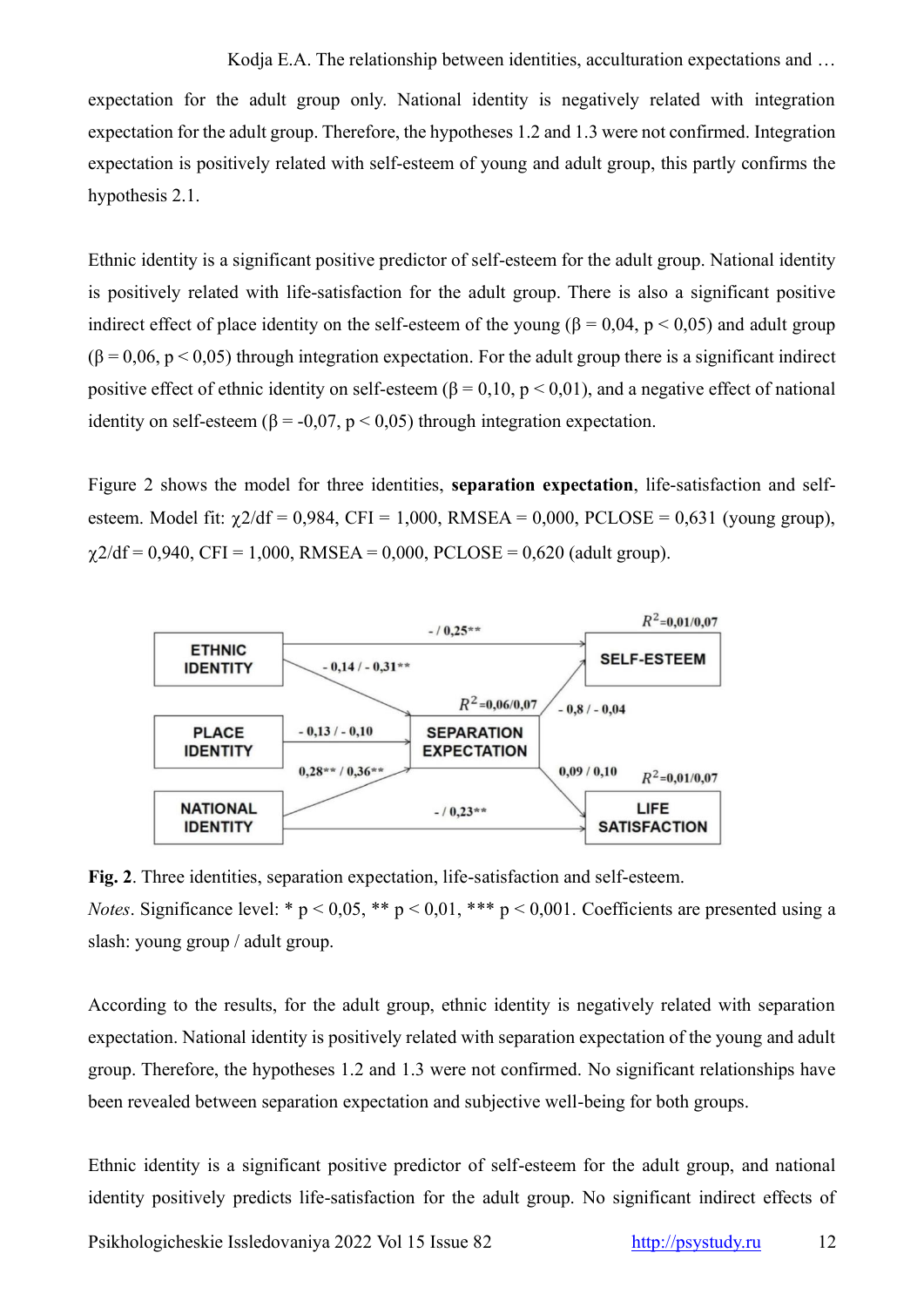expectation for the adult group only. National identity is negatively related with integration expectation for the adult group. Therefore, the hypotheses 1.2 and 1.3 were not confirmed. Integration expectation is positively related with self-esteem of young and adult group, this partly confirms the hypothesis 2.1.

Ethnic identity is a significant positive predictor of self-esteem for the adult group. National identity is positively related with life-satisfaction for the adult group. There is also a significant positive indirect effect of place identity on the self-esteem of the young ($\beta$ = 0,04, $p$ < 0,05) and adult group ($\beta$ = 0,06, $p$ < 0,05) through integration expectation. For the adult group there is a significant indirect positive effect of ethnic identity on self-esteem ($\beta$ = 0,10, $p$ < 0,01), and a negative effect of national identity on self-esteem ($\beta$ = -0,07, $p$ < 0,05) through integration expectation.

Figure 2 shows the model for three identities, **separation expectation**, life-satisfaction and self-esteem. Model fit: $\chi 2/df$ = 0,984, CFI = 1,000, RMSEA = 0,000, PCLOSE = 0,631 (young group), $\chi 2/df$ = 0,940, CFI = 1,000, RMSEA = 0,000, PCLOSE = 0,620 (adult group).

ETHNIC IDENTITY → SELF-ESTEEM: - / 0,25**
ETHNIC IDENTITY → SEPARATION EXPECTATION: - 0,14 / - 0,31**
PLACE IDENTITY → SEPARATION EXPECTATION: - 0,13 / - 0,10
NATIONAL IDENTITY → SEPARATION EXPECTATION: 0,28** / 0,36**
NATIONAL IDENTITY → LIFE SATISFACTION: - / 0,23**
SEPARATION EXPECTATION → SELF-ESTEEM: - 0,8 / - 0,04
SEPARATION EXPECTATION → LIFE SATISFACTION: 0,09 / 0,10
SEPARATION EXPECTATION: $R^2$=0,06/0,07
SELF-ESTEEM: $R^2$=0,01/0,07
LIFE SATISFACTION: $R^2$=0,01/0,07

**Fig. 2**. Three identities, separation expectation, life-satisfaction and self-esteem.
*Notes*. Significance level: * $p$ < 0,05, ** $p$ < 0,01, *** $p$ < 0,001. Coefficients are presented using a slash: young group / adult group.

According to the results, for the adult group, ethnic identity is negatively related with separation expectation. National identity is positively related with separation expectation of the young and adult group. Therefore, the hypotheses 1.2 and 1.3 were not confirmed. No significant relationships have been revealed between separation expectation and subjective well-being for both groups.

Ethnic identity is a significant positive predictor of self-esteem for the adult group, and national identity positively predicts life-satisfaction for the adult group. No significant indirect effects of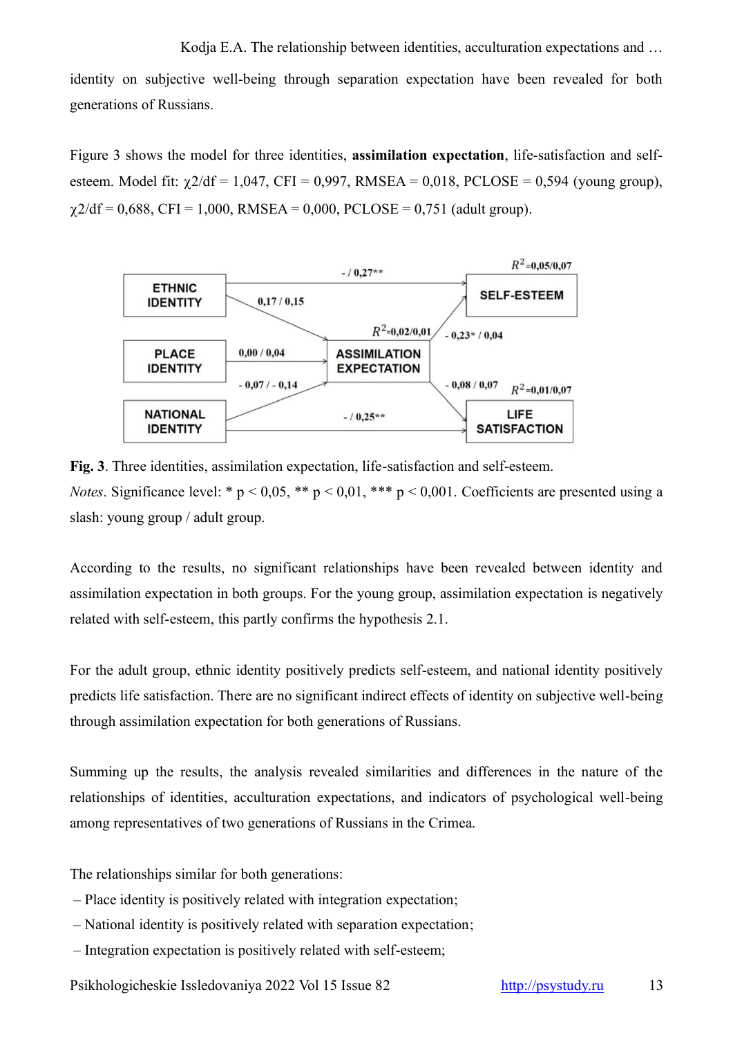identity on subjective well-being through separation expectation have been revealed for both generations of Russians.

Figure 3 shows the model for three identities, **assimilation expectation**, life-satisfaction and self-esteem. Model fit: $\chi2/df$ = 1,047, CFI = 0,997, RMSEA = 0,018, PCLOSE = 0,594 (young group), $\chi2/df$ = 0,688, CFI = 1,000, RMSEA = 0,000, PCLOSE = 0,751 (adult group).

**Fig. 3**. Three identities, assimilation expectation, life-satisfaction and self-esteem.

*Notes*. Significance level: * p < 0,05, ** p < 0,01, *** p < 0,001. Coefficients are presented using a slash: young group / adult group.

According to the results, no significant relationships have been revealed between identity and assimilation expectation in both groups. For the young group, assimilation expectation is negatively related with self-esteem, this partly confirms the hypothesis 2.1.

For the adult group, ethnic identity positively predicts self-esteem, and national identity positively predicts life satisfaction. There are no significant indirect effects of identity on subjective well-being through assimilation expectation for both generations of Russians.

Summing up the results, the analysis revealed similarities and differences in the nature of the relationships of identities, acculturation expectations, and indicators of psychological well-being among representatives of two generations of Russians in the Crimea.

The relationships similar for both generations:

– Place identity is positively related with integration expectation;
– National identity is positively related with separation expectation;
– Integration expectation is positively related with self-esteem;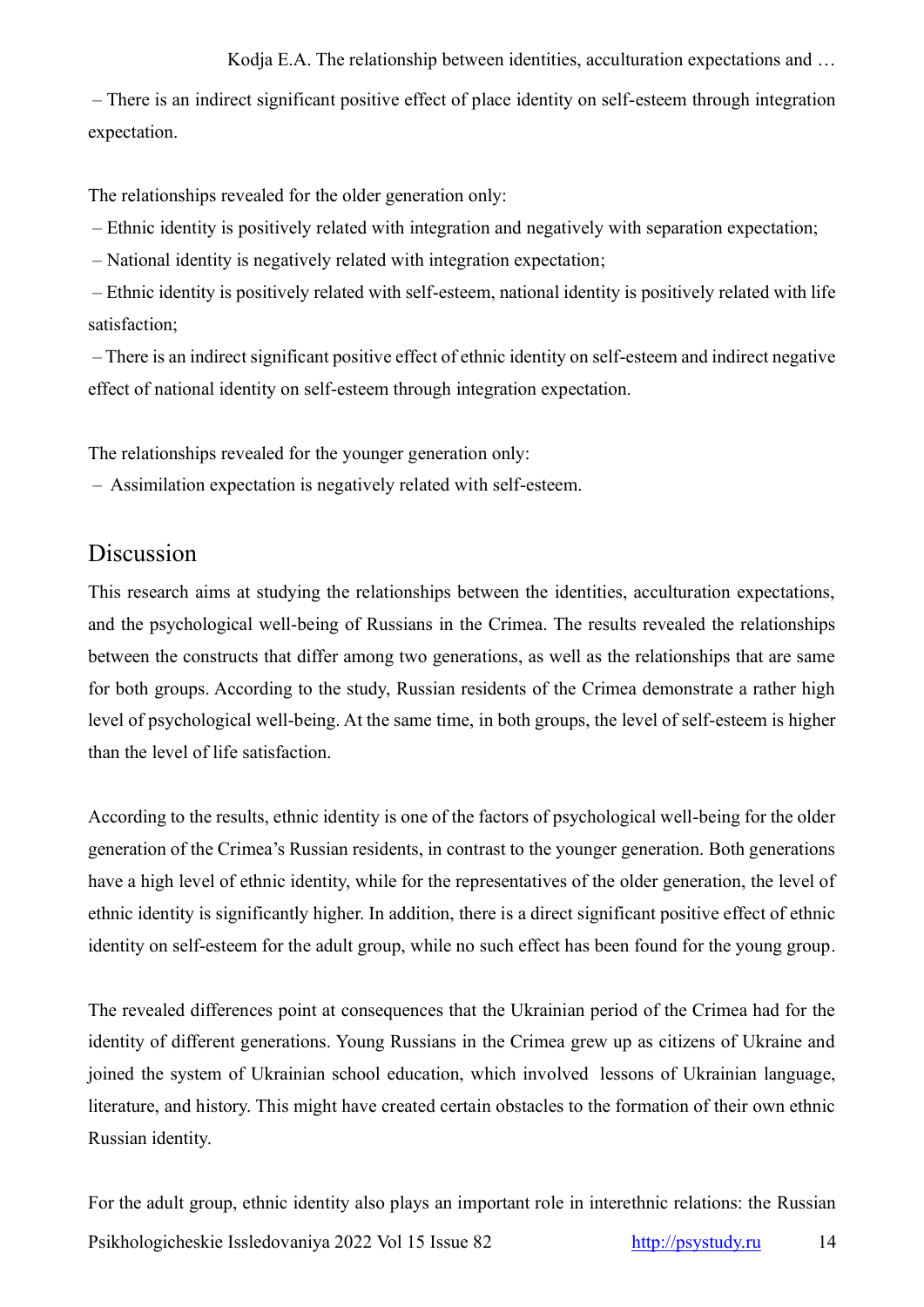– There is an indirect significant positive effect of place identity on self-esteem through integration expectation.

The relationships revealed for the older generation only:

– Ethnic identity is positively related with integration and negatively with separation expectation;

– National identity is negatively related with integration expectation;

– Ethnic identity is positively related with self-esteem, national identity is positively related with life satisfaction;

– There is an indirect significant positive effect of ethnic identity on self-esteem and indirect negative effect of national identity on self-esteem through integration expectation.

The relationships revealed for the younger generation only:

– Assimilation expectation is negatively related with self-esteem.

## Discussion

This research aims at studying the relationships between the identities, acculturation expectations, and the psychological well-being of Russians in the Crimea. The results revealed the relationships between the constructs that differ among two generations, as well as the relationships that are same for both groups. According to the study, Russian residents of the Crimea demonstrate a rather high level of psychological well-being. At the same time, in both groups, the level of self-esteem is higher than the level of life satisfaction.

According to the results, ethnic identity is one of the factors of psychological well-being for the older generation of the Crimea's Russian residents, in contrast to the younger generation. Both generations have a high level of ethnic identity, while for the representatives of the older generation, the level of ethnic identity is significantly higher. In addition, there is a direct significant positive effect of ethnic identity on self-esteem for the adult group, while no such effect has been found for the young group.

The revealed differences point at consequences that the Ukrainian period of the Crimea had for the identity of different generations. Young Russians in the Crimea grew up as citizens of Ukraine and joined the system of Ukrainian school education, which involved lessons of Ukrainian language, literature, and history. This might have created certain obstacles to the formation of their own ethnic Russian identity.

For the adult group, ethnic identity also plays an important role in interethnic relations: the Russian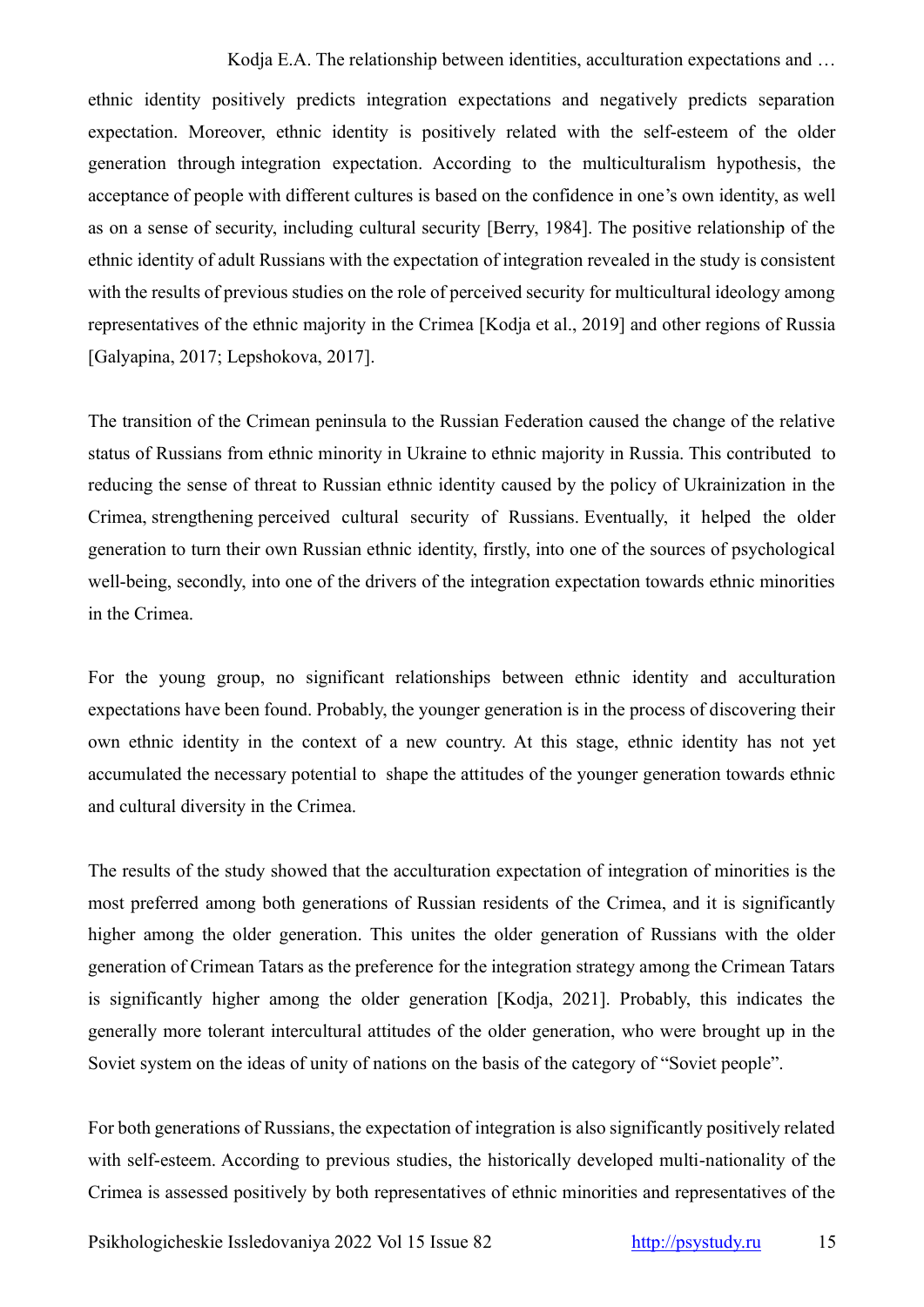ethnic identity positively predicts integration expectations and negatively predicts separation expectation. Moreover, ethnic identity is positively related with the self-esteem of the older generation through integration expectation. According to the multiculturalism hypothesis, the acceptance of people with different cultures is based on the confidence in one's own identity, as well as on a sense of security, including cultural security [Berry, 1984]. The positive relationship of the ethnic identity of adult Russians with the expectation of integration revealed in the study is consistent with the results of previous studies on the role of perceived security for multicultural ideology among representatives of the ethnic majority in the Crimea [Kodja et al., 2019] and other regions of Russia [Galyapina, 2017; Lepshokova, 2017].

The transition of the Crimean peninsula to the Russian Federation caused the change of the relative status of Russians from ethnic minority in Ukraine to ethnic majority in Russia. This contributed to reducing the sense of threat to Russian ethnic identity caused by the policy of Ukrainization in the Crimea, strengthening perceived cultural security of Russians. Eventually, it helped the older generation to turn their own Russian ethnic identity, firstly, into one of the sources of psychological well-being, secondly, into one of the drivers of the integration expectation towards ethnic minorities in the Crimea.

For the young group, no significant relationships between ethnic identity and acculturation expectations have been found. Probably, the younger generation is in the process of discovering their own ethnic identity in the context of a new country. At this stage, ethnic identity has not yet accumulated the necessary potential to shape the attitudes of the younger generation towards ethnic and cultural diversity in the Crimea.

The results of the study showed that the acculturation expectation of integration of minorities is the most preferred among both generations of Russian residents of the Crimea, and it is significantly higher among the older generation. This unites the older generation of Russians with the older generation of Crimean Tatars as the preference for the integration strategy among the Crimean Tatars is significantly higher among the older generation [Kodja, 2021]. Probably, this indicates the generally more tolerant intercultural attitudes of the older generation, who were brought up in the Soviet system on the ideas of unity of nations on the basis of the category of "Soviet people".

For both generations of Russians, the expectation of integration is also significantly positively related with self-esteem. According to previous studies, the historically developed multi-nationality of the Crimea is assessed positively by both representatives of ethnic minorities and representatives of the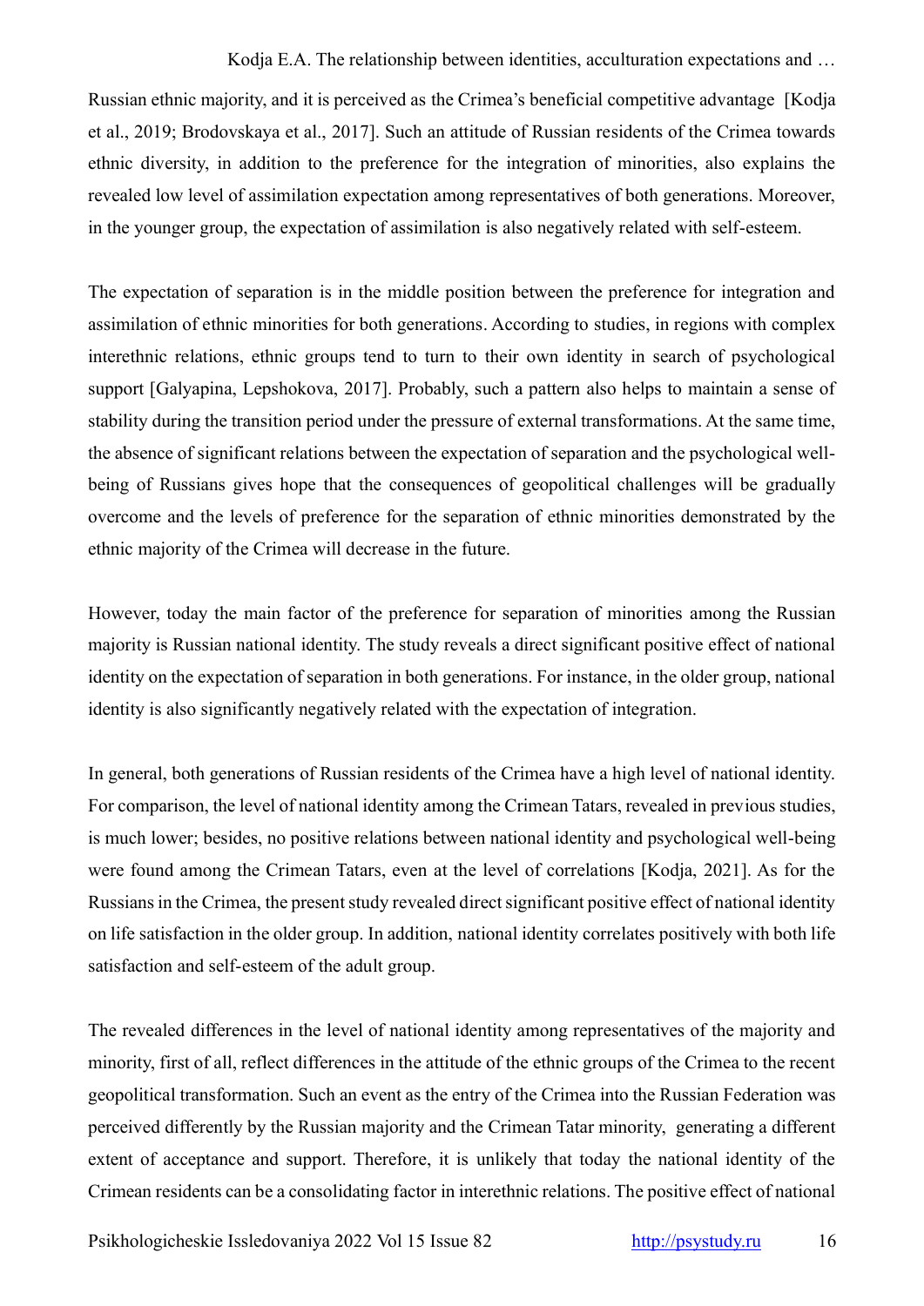Russian ethnic majority, and it is perceived as the Crimea's beneficial competitive advantage [Kodja et al., 2019; Brodovskaya et al., 2017]. Such an attitude of Russian residents of the Crimea towards ethnic diversity, in addition to the preference for the integration of minorities, also explains the revealed low level of assimilation expectation among representatives of both generations. Moreover, in the younger group, the expectation of assimilation is also negatively related with self-esteem.

The expectation of separation is in the middle position between the preference for integration and assimilation of ethnic minorities for both generations. According to studies, in regions with complex interethnic relations, ethnic groups tend to turn to their own identity in search of psychological support [Galyapina, Lepshokova, 2017]. Probably, such a pattern also helps to maintain a sense of stability during the transition period under the pressure of external transformations. At the same time, the absence of significant relations between the expectation of separation and the psychological well-being of Russians gives hope that the consequences of geopolitical challenges will be gradually overcome and the levels of preference for the separation of ethnic minorities demonstrated by the ethnic majority of the Crimea will decrease in the future.

However, today the main factor of the preference for separation of minorities among the Russian majority is Russian national identity. The study reveals a direct significant positive effect of national identity on the expectation of separation in both generations. For instance, in the older group, national identity is also significantly negatively related with the expectation of integration.

In general, both generations of Russian residents of the Crimea have a high level of national identity. For comparison, the level of national identity among the Crimean Tatars, revealed in previous studies, is much lower; besides, no positive relations between national identity and psychological well-being were found among the Crimean Tatars, even at the level of correlations [Kodja, 2021]. As for the Russians in the Crimea, the present study revealed direct significant positive effect of national identity on life satisfaction in the older group. In addition, national identity correlates positively with both life satisfaction and self-esteem of the adult group.

The revealed differences in the level of national identity among representatives of the majority and minority, first of all, reflect differences in the attitude of the ethnic groups of the Crimea to the recent geopolitical transformation. Such an event as the entry of the Crimea into the Russian Federation was perceived differently by the Russian majority and the Crimean Tatar minority, generating a different extent of acceptance and support. Therefore, it is unlikely that today the national identity of the Crimean residents can be a consolidating factor in interethnic relations. The positive effect of national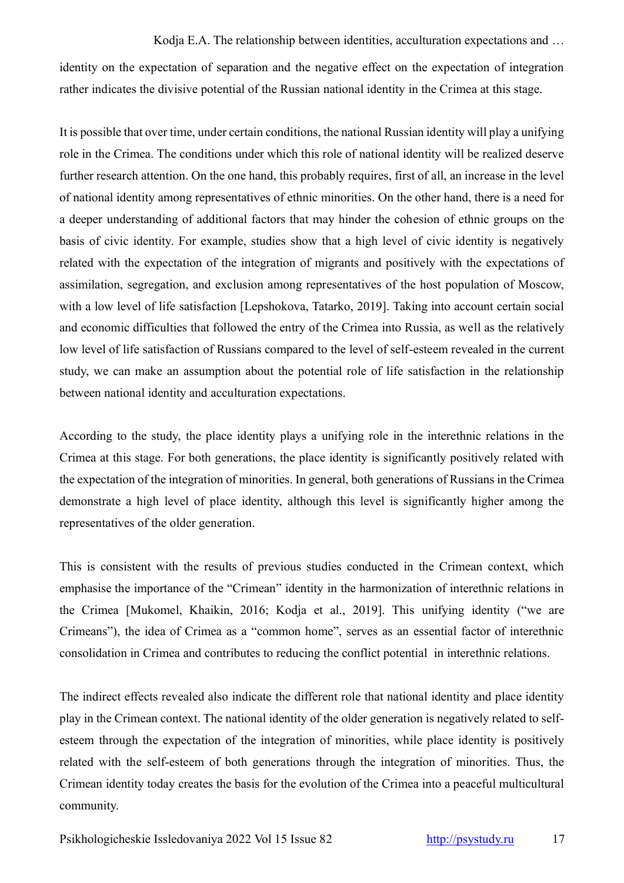identity on the expectation of separation and the negative effect on the expectation of integration rather indicates the divisive potential of the Russian national identity in the Crimea at this stage.

It is possible that over time, under certain conditions, the national Russian identity will play a unifying role in the Crimea. The conditions under which this role of national identity will be realized deserve further research attention. On the one hand, this probably requires, first of all, an increase in the level of national identity among representatives of ethnic minorities. On the other hand, there is a need for a deeper understanding of additional factors that may hinder the cohesion of ethnic groups on the basis of civic identity. For example, studies show that a high level of civic identity is negatively related with the expectation of the integration of migrants and positively with the expectations of assimilation, segregation, and exclusion among representatives of the host population of Moscow, with a low level of life satisfaction [Lepshokova, Tatarko, 2019]. Taking into account certain social and economic difficulties that followed the entry of the Crimea into Russia, as well as the relatively low level of life satisfaction of Russians compared to the level of self-esteem revealed in the current study, we can make an assumption about the potential role of life satisfaction in the relationship between national identity and acculturation expectations.

According to the study, the place identity plays a unifying role in the interethnic relations in the Crimea at this stage. For both generations, the place identity is significantly positively related with the expectation of the integration of minorities. In general, both generations of Russians in the Crimea demonstrate a high level of place identity, although this level is significantly higher among the representatives of the older generation.

This is consistent with the results of previous studies conducted in the Crimean context, which emphasise the importance of the "Crimean" identity in the harmonization of interethnic relations in the Crimea [Mukomel, Khaikin, 2016; Kodja et al., 2019]. This unifying identity ("we are Crimeans"), the idea of Crimea as a "common home", serves as an essential factor of interethnic consolidation in Crimea and contributes to reducing the conflict potential in interethnic relations.

The indirect effects revealed also indicate the different role that national identity and place identity play in the Crimean context. The national identity of the older generation is negatively related to self-esteem through the expectation of the integration of minorities, while place identity is positively related with the self-esteem of both generations through the integration of minorities. Thus, the Crimean identity today creates the basis for the evolution of the Crimea into a peaceful multicultural community.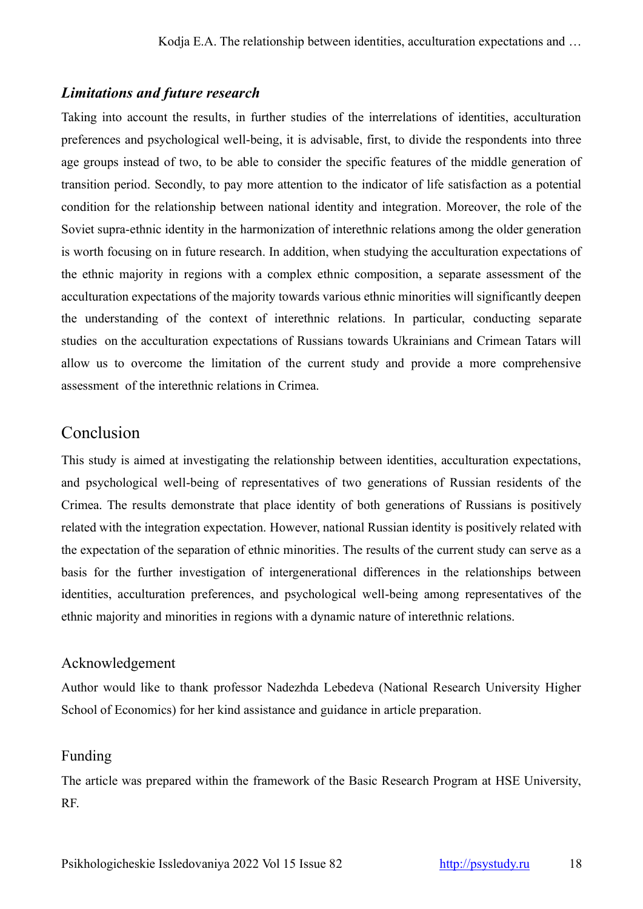### *Limitations and future research*

Taking into account the results, in further studies of the interrelations of identities, acculturation preferences and psychological well-being, it is advisable, first, to divide the respondents into three age groups instead of two, to be able to consider the specific features of the middle generation of transition period. Secondly, to pay more attention to the indicator of life satisfaction as a potential condition for the relationship between national identity and integration. Moreover, the role of the Soviet supra-ethnic identity in the harmonization of interethnic relations among the older generation is worth focusing on in future research. In addition, when studying the acculturation expectations of the ethnic majority in regions with a complex ethnic composition, a separate assessment of the acculturation expectations of the majority towards various ethnic minorities will significantly deepen the understanding of the context of interethnic relations. In particular, conducting separate studies on the acculturation expectations of Russians towards Ukrainians and Crimean Tatars will allow us to overcome the limitation of the current study and provide a more comprehensive assessment of the interethnic relations in Crimea.

## Conclusion

This study is aimed at investigating the relationship between identities, acculturation expectations, and psychological well-being of representatives of two generations of Russian residents of the Crimea. The results demonstrate that place identity of both generations of Russians is positively related with the integration expectation. However, national Russian identity is positively related with the expectation of the separation of ethnic minorities. The results of the current study can serve as a basis for the further investigation of intergenerational differences in the relationships between identities, acculturation preferences, and psychological well-being among representatives of the ethnic majority and minorities in regions with a dynamic nature of interethnic relations.

### Acknowledgement

Author would like to thank professor Nadezhda Lebedeva (National Research University Higher School of Economics) for her kind assistance and guidance in article preparation.

### Funding

The article was prepared within the framework of the Basic Research Program at HSE University, RF.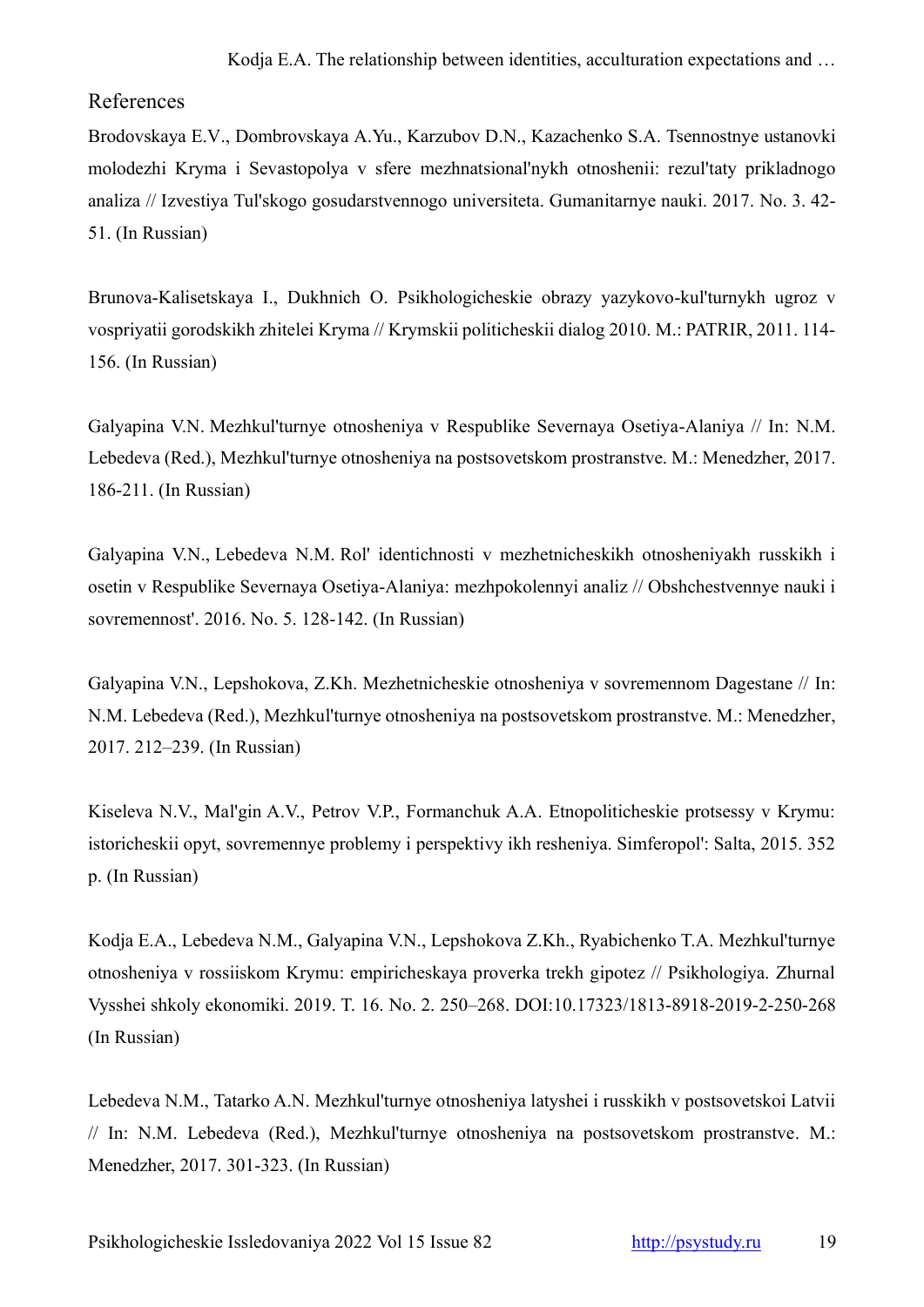## References

Brodovskaya E.V., Dombrovskaya A.Yu., Karzubov D.N., Kazachenko S.A. Tsennostnye ustanovki molodezhi Kryma i Sevastopolya v sfere mezhnatsional'nykh otnoshenii: rezul'taty prikladnogo analiza // Izvestiya Tul'skogo gosudarstvennogo universiteta. Gumanitarnye nauki. 2017. No. 3. 42-51. (In Russian)

Brunova-Kalisetskaya I., Dukhnich O. Psikhologicheskie obrazy yazykovo-kul'turnykh ugroz v vospriyatii gorodskikh zhitelei Kryma // Krymskii politicheskii dialog 2010. M.: PATRIR, 2011. 114-156. (In Russian)

Galyapina V.N. Mezhkul'turnye otnosheniya v Respublike Severnaya Osetiya-Alaniya // In: N.M. Lebedeva (Red.), Mezhkul'turnye otnosheniya na postsovetskom prostranstve. M.: Menedzher, 2017. 186-211. (In Russian)

Galyapina V.N., Lebedeva N.M. Rol' identichnosti v mezhetnicheskikh otnosheniyakh russkikh i osetin v Respublike Severnaya Osetiya-Alaniya: mezhpokolennyi analiz // Obshchestvennye nauki i sovremennost'. 2016. No. 5. 128-142. (In Russian)

Galyapina V.N., Lepshokova, Z.Kh. Mezhetnicheskie otnosheniya v sovremennom Dagestane // In: N.M. Lebedeva (Red.), Mezhkul'turnye otnosheniya na postsovetskom prostranstve. M.: Menedzher, 2017. 212–239. (In Russian)

Kiseleva N.V., Mal'gin A.V., Petrov V.P., Formanchuk A.A. Etnopoliticheskie protsessy v Krymu: istoricheskii opyt, sovremennye problemy i perspektivy ikh resheniya. Simferopol': Salta, 2015. 352 p. (In Russian)

Kodja E.A., Lebedeva N.M., Galyapina V.N., Lepshokova Z.Kh., Ryabichenko T.A. Mezhkul'turnye otnosheniya v rossiiskom Krymu: empiricheskaya proverka trekh gipotez // Psikhologiya. Zhurnal Vysshei shkoly ekonomiki. 2019. T. 16. No. 2. 250–268. DOI:10.17323/1813-8918-2019-2-250-268 (In Russian)

Lebedeva N.M., Tatarko A.N. Mezhkul'turnye otnosheniya latyshei i russkikh v postsovetskoi Latvii // In: N.M. Lebedeva (Red.), Mezhkul'turnye otnosheniya na postsovetskom prostranstve. M.: Menedzher, 2017. 301-323. (In Russian)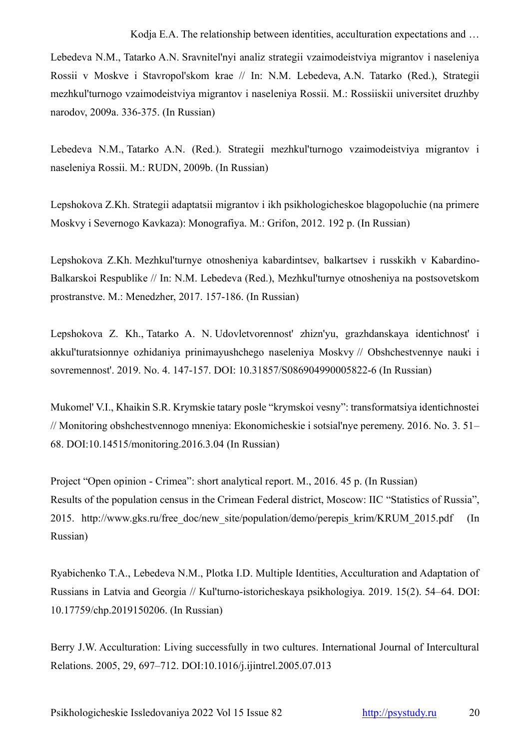Lebedeva N.M., Tatarko A.N. Sravnitel'nyi analiz strategii vzaimodeistviya migrantov i naseleniya Rossii v Moskve i Stavropol'skom krae // In: N.M. Lebedeva, A.N. Tatarko (Red.), Strategii mezhkul'turnogo vzaimodeistviya migrantov i naseleniya Rossii. M.: Rossiiskii universitet druzhby narodov, 2009a. 336-375. (In Russian)

Lebedeva N.M., Tatarko A.N. (Red.). Strategii mezhkul'turnogo vzaimodeistviya migrantov i naseleniya Rossii. M.: RUDN, 2009b. (In Russian)

Lepshokova Z.Kh. Strategii adaptatsii migrantov i ikh psikhologicheskoe blagopoluchie (na primere Moskvy i Severnogo Kavkaza): Monografiya. M.: Grifon, 2012. 192 p. (In Russian)

Lepshokova Z.Kh. Mezhkul'turnye otnosheniya kabardintsev, balkartsev i russkikh v Kabardino-Balkarskoi Respublike // In: N.M. Lebedeva (Red.), Mezhkul'turnye otnosheniya na postsovetskom prostranstve. M.: Menedzher, 2017. 157-186. (In Russian)

Lepshokova Z. Kh., Tatarko A. N. Udovletvorennost' zhizn'yu, grazhdanskaya identichnost' i akkul'turatsionnye ozhidaniya prinimayushchego naseleniya Moskvy // Obshchestvennye nauki i sovremennost'. 2019. No. 4. 147-157. DOI: 10.31857/S086904990005822-6 (In Russian)

Mukomel' V.I., Khaikin S.R. Krymskie tatary posle "krymskoi vesny": transformatsiya identichnostei // Monitoring obshchestvennogo mneniya: Ekonomicheskie i sotsial'nye peremeny. 2016. No. 3. 51–68. DOI:10.14515/monitoring.2016.3.04 (In Russian)

Project "Open opinion - Crimea": short analytical report. M., 2016. 45 p. (In Russian)

Results of the population census in the Crimean Federal district, Moscow: IIC "Statistics of Russia", 2015. http://www.gks.ru/free_doc/new_site/population/demo/perepis_krim/KRUM_2015.pdf (In Russian)

Ryabichenko T.A., Lebedeva N.M., Plotka I.D. Multiple Identities, Acculturation and Adaptation of Russians in Latvia and Georgia // Kul'turno-istoricheskaya psikhologiya. 2019. 15(2). 54–64. DOI: 10.17759/chp.2019150206. (In Russian)

Berry J.W. Acculturation: Living successfully in two cultures. International Journal of Intercultural Relations. 2005, 29, 697–712. DOI:10.1016/j.ijintrel.2005.07.013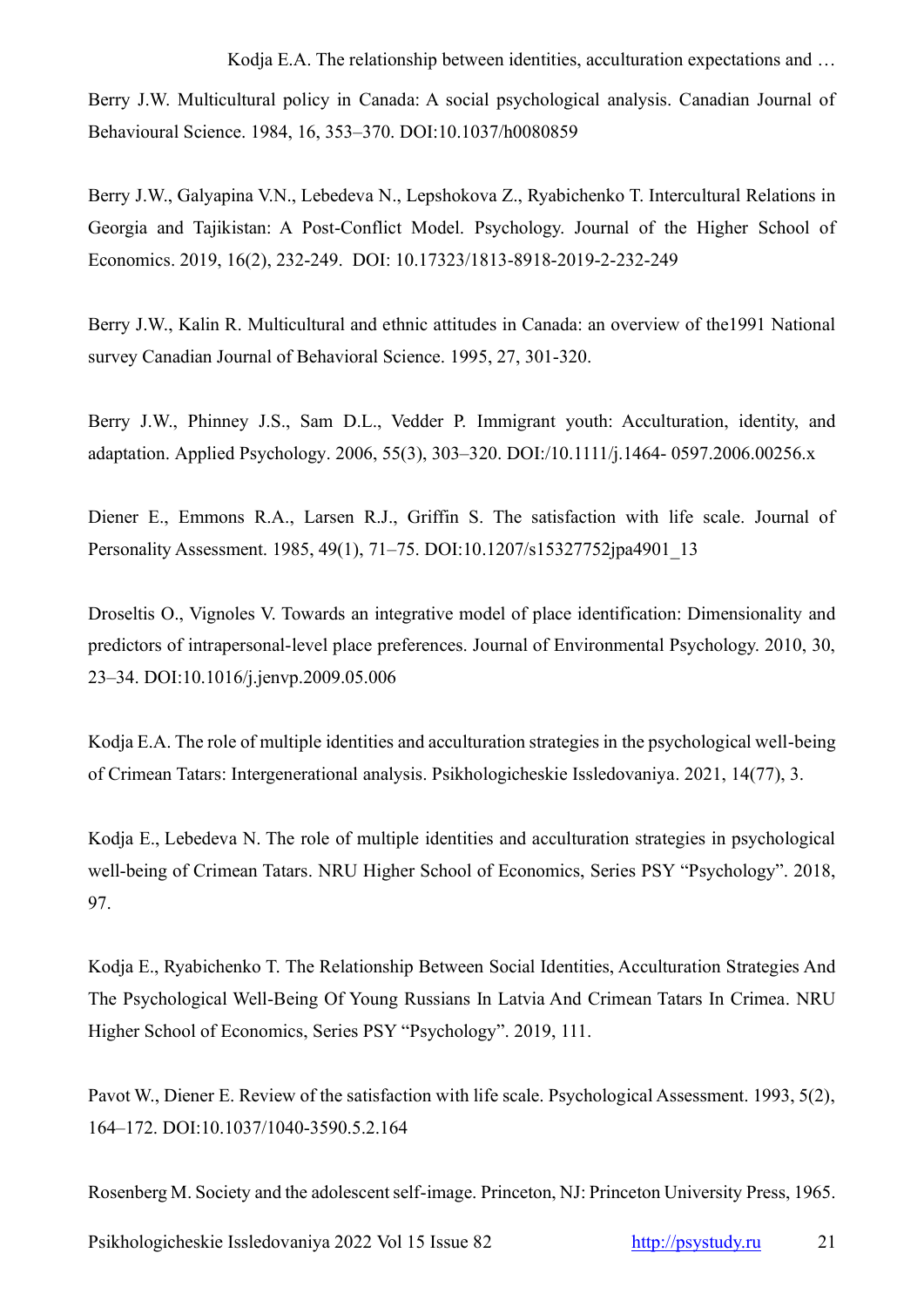Berry J.W. Multicultural policy in Canada: A social psychological analysis. Canadian Journal of Behavioural Science. 1984, 16, 353–370. DOI:10.1037/h0080859

Berry J.W., Galyapina V.N., Lebedeva N., Lepshokova Z., Ryabichenko T. Intercultural Relations in Georgia and Tajikistan: A Post-Conflict Model. Psychology. Journal of the Higher School of Economics. 2019, 16(2), 232-249. DOI: 10.17323/1813-8918-2019-2-232-249

Berry J.W., Kalin R. Multicultural and ethnic attitudes in Canada: an overview of the1991 National survey Canadian Journal of Behavioral Science. 1995, 27, 301-320.

Berry J.W., Phinney J.S., Sam D.L., Vedder P. Immigrant youth: Acculturation, identity, and adaptation. Applied Psychology. 2006, 55(3), 303–320. DOI:/10.1111/j.1464- 0597.2006.00256.x

Diener E., Emmons R.A., Larsen R.J., Griffin S. The satisfaction with life scale. Journal of Personality Assessment. 1985, 49(1), 71–75. DOI:10.1207/s15327752jpa4901_13

Droseltis O., Vignoles V. Towards an integrative model of place identification: Dimensionality and predictors of intrapersonal-level place preferences. Journal of Environmental Psychology. 2010, 30, 23–34. DOI:10.1016/j.jenvp.2009.05.006

Kodja E.A. The role of multiple identities and acculturation strategies in the psychological well-being of Crimean Tatars: Intergenerational analysis. Psikhologicheskie Issledovaniya. 2021, 14(77), 3.

Kodja E., Lebedeva N. The role of multiple identities and acculturation strategies in psychological well-being of Crimean Tatars. NRU Higher School of Economics, Series PSY “Psychology”. 2018, 97.

Kodja E., Ryabichenko T. The Relationship Between Social Identities, Acculturation Strategies And The Psychological Well-Being Of Young Russians In Latvia And Crimean Tatars In Crimea. NRU Higher School of Economics, Series PSY “Psychology”. 2019, 111.

Pavot W., Diener E. Review of the satisfaction with life scale. Psychological Assessment. 1993, 5(2), 164–172. DOI:10.1037/1040-3590.5.2.164

Rosenberg M. Society and the adolescent self-image. Princeton, NJ: Princeton University Press, 1965.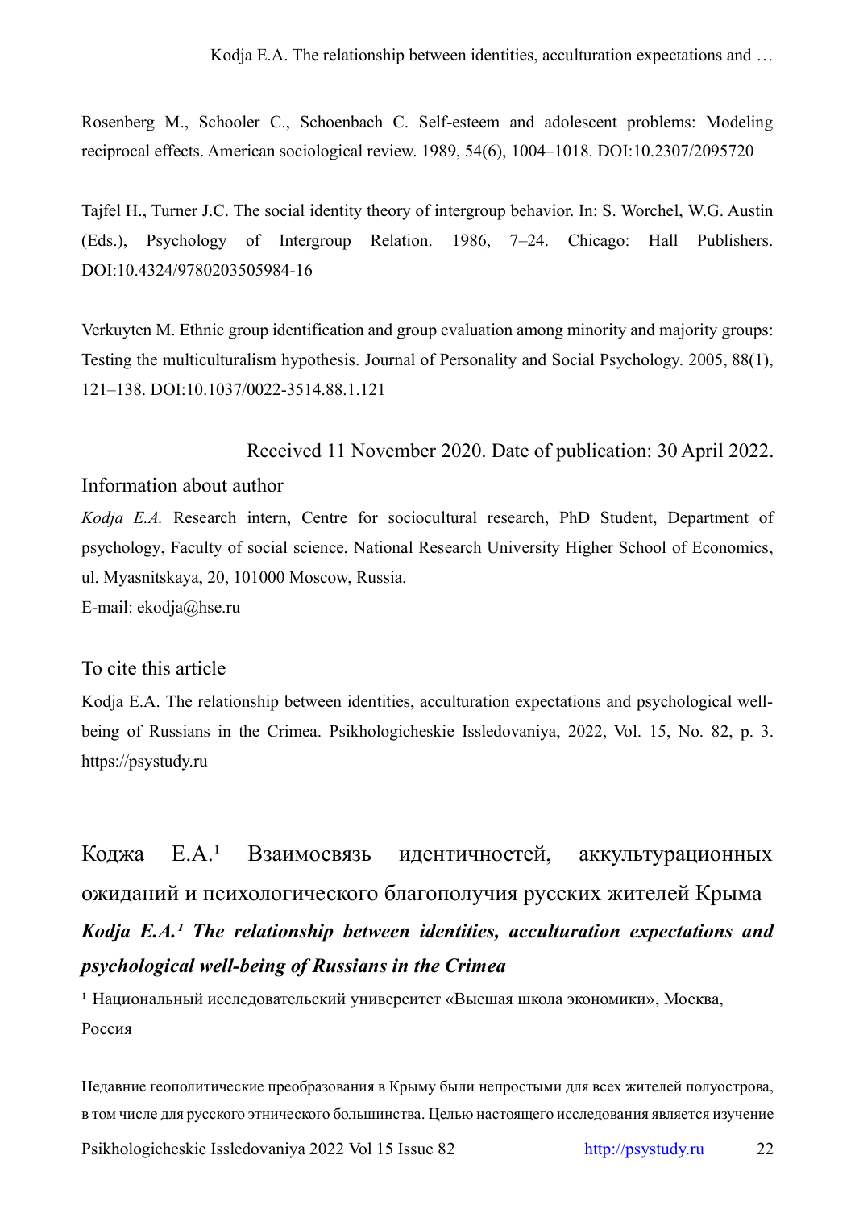Rosenberg M., Schooler C., Schoenbach C. Self-esteem and adolescent problems: Modeling reciprocal effects. American sociological review. 1989, 54(6), 1004–1018. DOI:10.2307/2095720

Tajfel H., Turner J.C. The social identity theory of intergroup behavior. In: S. Worchel, W.G. Austin (Eds.), Psychology of Intergroup Relation. 1986, 7–24. Chicago: Hall Publishers. DOI:10.4324/9780203505984-16

Verkuyten M. Ethnic group identification and group evaluation among minority and majority groups: Testing the multiculturalism hypothesis. Journal of Personality and Social Psychology. 2005, 88(1), 121–138. DOI:10.1037/0022-3514.88.1.121

Received 11 November 2020. Date of publication: 30 April 2022.

## Information about author

*Kodja E.A.* Research intern, Centre for sociocultural research, PhD Student, Department of psychology, Faculty of social science, National Research University Higher School of Economics, ul. Myasnitskaya, 20, 101000 Moscow, Russia.
E-mail: ekodja@hse.ru

## To cite this article

Kodja E.A. The relationship between identities, acculturation expectations and psychological well-being of Russians in the Crimea. Psikhologicheskie Issledovaniya, 2022, Vol. 15, No. 82, p. 3. https://psystudy.ru

# Коджа Е.А.[1] Взаимосвязь идентичностей, аккультурационных ожиданий и психологического благополучия русских жителей Крыма

***Kodja E.A.[1] The relationship between identities, acculturation expectations and psychological well-being of Russians in the Crimea***

[1] Национальный исследовательский университет «Высшая школа экономики», Москва, Россия

Недавние геополитические преобразования в Крыму были непростыми для всех жителей полуострова, в том числе для русского этнического большинства. Целью настоящего исследования является изучение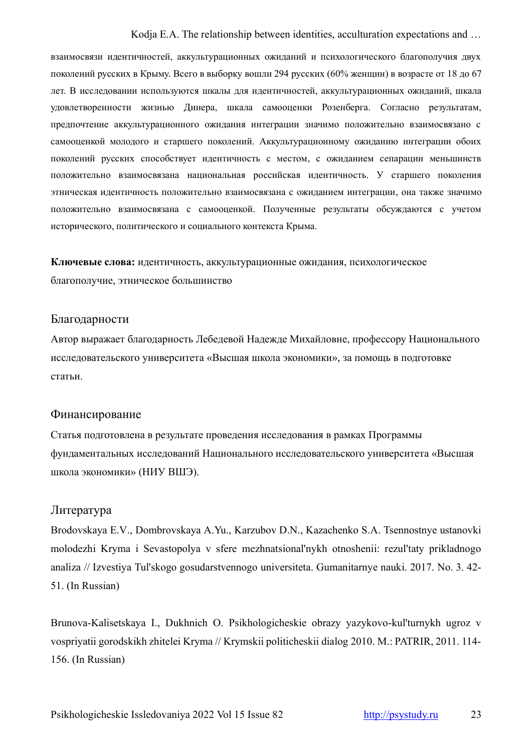взаимосвязи идентичностей, аккультурационных ожиданий и психологического благополучия двух поколений русских в Крыму. Всего в выборку вошли 294 русских (60% женщин) в возрасте от 18 до 67 лет. В исследовании используются шкалы для идентичностей, аккультурационных ожиданий, шкала удовлетворенности жизнью Динера, шкала самооценки Розенберга. Согласно результатам, предпочтение аккультурационного ожидания интеграции значимо положительно взаимосвязано с самооценкой молодого и старшего поколений. Аккультурационному ожиданию интеграции обоих поколений русских способствует идентичность с местом, с ожиданием сепарации меньшинств положительно взаимосвязана национальная российская идентичность. У старшего поколения этническая идентичность положительно взаимосвязана с ожиданием интеграции, она также значимо положительно взаимосвязана с самооценкой. Полученные результаты обсуждаются с учетом исторического, политического и социального контекста Крыма.

**Ключевые слова:** идентичность, аккультурационные ожидания, психологическое благополучие, этническое большинство

## Благодарности

Автор выражает благодарность Лебедевой Надежде Михайловне, профессору Национального исследовательского университета «Высшая школа экономики», за помощь в подготовке статьи.

## Финансирование

Статья подготовлена в результате проведения исследования в рамках Программы фундаментальных исследований Национального исследовательского университета «Высшая школа экономики» (НИУ ВШЭ).

## Литература

Brodovskaya E.V., Dombrovskaya A.Yu., Karzubov D.N., Kazachenko S.A. Tsennostnye ustanovki molodezhi Kryma i Sevastopolya v sfere mezhnatsional'nykh otnoshenii: rezul'taty prikladnogo analiza // Izvestiya Tul'skogo gosudarstvennogo universiteta. Gumanitarnye nauki. 2017. No. 3. 42-51. (In Russian)

Brunova-Kalisetskaya I., Dukhnich O. Psikhologicheskie obrazy yazykovo-kul'turnykh ugroz v vospriyatii gorodskikh zhitelei Kryma // Krymskii politicheskii dialog 2010. M.: PATRIR, 2011. 114-156. (In Russian)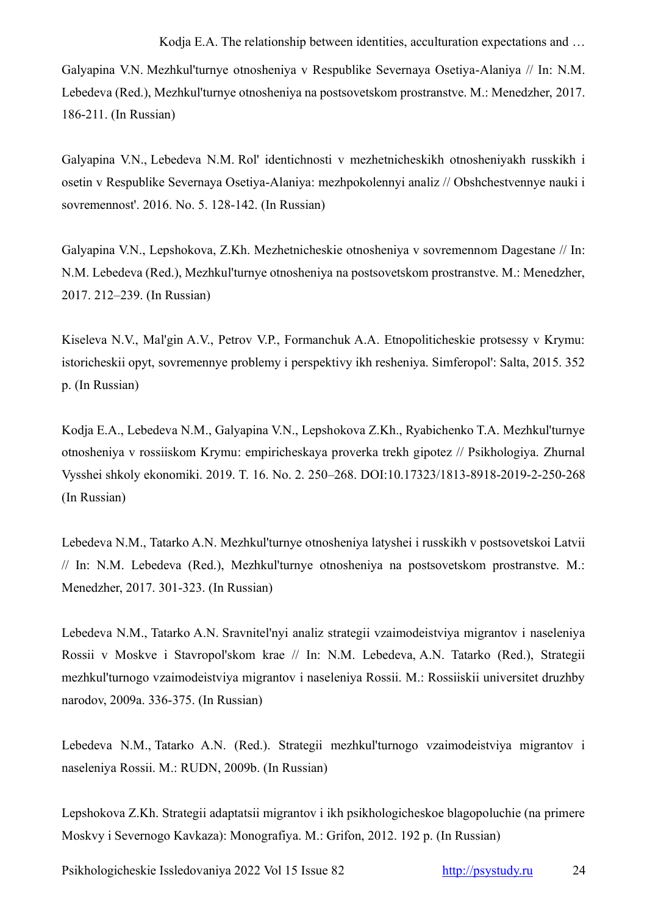Galyapina V.N. Mezhkul'turnye otnosheniya v Respublike Severnaya Osetiya-Alaniya // In: N.M. Lebedeva (Red.), Mezhkul'turnye otnosheniya na postsovetskom prostranstve. M.: Menedzher, 2017. 186-211. (In Russian)

Galyapina V.N., Lebedeva N.M. Rol' identichnosti v mezhetnicheskikh otnosheniyakh russkikh i osetin v Respublike Severnaya Osetiya-Alaniya: mezhpokolennyi analiz // Obshchestvennye nauki i sovremennost'. 2016. No. 5. 128-142. (In Russian)

Galyapina V.N., Lepshokova, Z.Kh. Mezhetnicheskie otnosheniya v sovremennom Dagestane // In: N.M. Lebedeva (Red.), Mezhkul'turnye otnosheniya na postsovetskom prostranstve. M.: Menedzher, 2017. 212–239. (In Russian)

Kiseleva N.V., Mal'gin A.V., Petrov V.P., Formanchuk A.A. Etnopoliticheskie protsessy v Krymu: istoricheskii opyt, sovremennye problemy i perspektivy ikh resheniya. Simferopol': Salta, 2015. 352 p. (In Russian)

Kodja E.A., Lebedeva N.M., Galyapina V.N., Lepshokova Z.Kh., Ryabichenko T.A. Mezhkul'turnye otnosheniya v rossiiskom Krymu: empiricheskaya proverka trekh gipotez // Psikhologiya. Zhurnal Vysshei shkoly ekonomiki. 2019. T. 16. No. 2. 250–268. DOI:10.17323/1813-8918-2019-2-250-268 (In Russian)

Lebedeva N.M., Tatarko A.N. Mezhkul'turnye otnosheniya latyshei i russkikh v postsovetskoi Latvii // In: N.M. Lebedeva (Red.), Mezhkul'turnye otnosheniya na postsovetskom prostranstve. M.: Menedzher, 2017. 301-323. (In Russian)

Lebedeva N.M., Tatarko A.N. Sravnitel'nyi analiz strategii vzaimodeistviya migrantov i naseleniya Rossii v Moskve i Stavropol'skom krae // In: N.M. Lebedeva, A.N. Tatarko (Red.), Strategii mezhkul'turnogo vzaimodeistviya migrantov i naseleniya Rossii. M.: Rossiiskii universitet druzhby narodov, 2009a. 336-375. (In Russian)

Lebedeva N.M., Tatarko A.N. (Red.). Strategii mezhkul'turnogo vzaimodeistviya migrantov i naseleniya Rossii. M.: RUDN, 2009b. (In Russian)

Lepshokova Z.Kh. Strategii adaptatsii migrantov i ikh psikhologicheskoe blagopoluchie (na primere Moskvy i Severnogo Kavkaza): Monografiya. M.: Grifon, 2012. 192 p. (In Russian)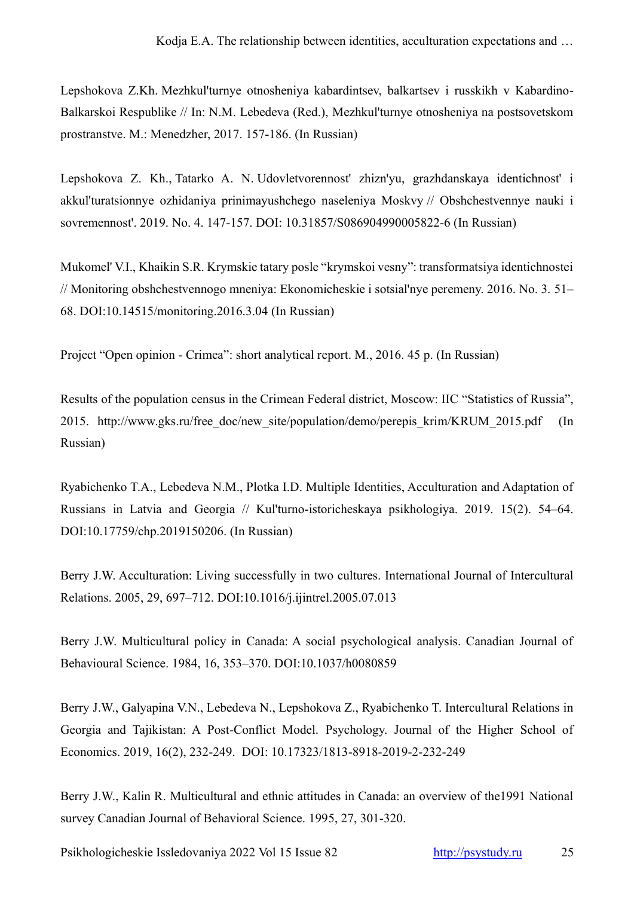Lepshokova Z.Kh. Mezhkul'turnye otnosheniya kabardintsev, balkartsev i russkikh v Kabardino-Balkarskoi Respublike // In: N.M. Lebedeva (Red.), Mezhkul'turnye otnosheniya na postsovetskom prostranstve. M.: Menedzher, 2017. 157-186. (In Russian)

Lepshokova Z. Kh., Tatarko A. N. Udovletvorennost' zhizn'yu, grazhdanskaya identichnost' i akkul'turatsionnye ozhidaniya prinimayushchego naseleniya Moskvy // Obshchestvennye nauki i sovremennost'. 2019. No. 4. 147-157. DOI: 10.31857/S086904990005822-6 (In Russian)

Mukomel' V.I., Khaikin S.R. Krymskie tatary posle "krymskoi vesny": transformatsiya identichnostei // Monitoring obshchestvennogo mneniya: Ekonomicheskie i sotsial'nye peremeny. 2016. No. 3. 51–68. DOI:10.14515/monitoring.2016.3.04 (In Russian)

Project "Open opinion - Crimea": short analytical report. M., 2016. 45 p. (In Russian)

Results of the population census in the Crimean Federal district, Moscow: IIC "Statistics of Russia", 2015. http://www.gks.ru/free_doc/new_site/population/demo/perepis_krim/KRUM_2015.pdf (In Russian)

Ryabichenko T.A., Lebedeva N.M., Plotka I.D. Multiple Identities, Acculturation and Adaptation of Russians in Latvia and Georgia // Kul'turno-istoricheskaya psikhologiya. 2019. 15(2). 54–64. DOI:10.17759/chp.2019150206. (In Russian)

Berry J.W. Acculturation: Living successfully in two cultures. International Journal of Intercultural Relations. 2005, 29, 697–712. DOI:10.1016/j.ijintrel.2005.07.013

Berry J.W. Multicultural policy in Canada: A social psychological analysis. Canadian Journal of Behavioural Science. 1984, 16, 353–370. DOI:10.1037/h0080859

Berry J.W., Galyapina V.N., Lebedeva N., Lepshokova Z., Ryabichenko T. Intercultural Relations in Georgia and Tajikistan: A Post-Conflict Model. Psychology. Journal of the Higher School of Economics. 2019, 16(2), 232-249. DOI: 10.17323/1813-8918-2019-2-232-249

Berry J.W., Kalin R. Multicultural and ethnic attitudes in Canada: an overview of the1991 National survey Canadian Journal of Behavioral Science. 1995, 27, 301-320.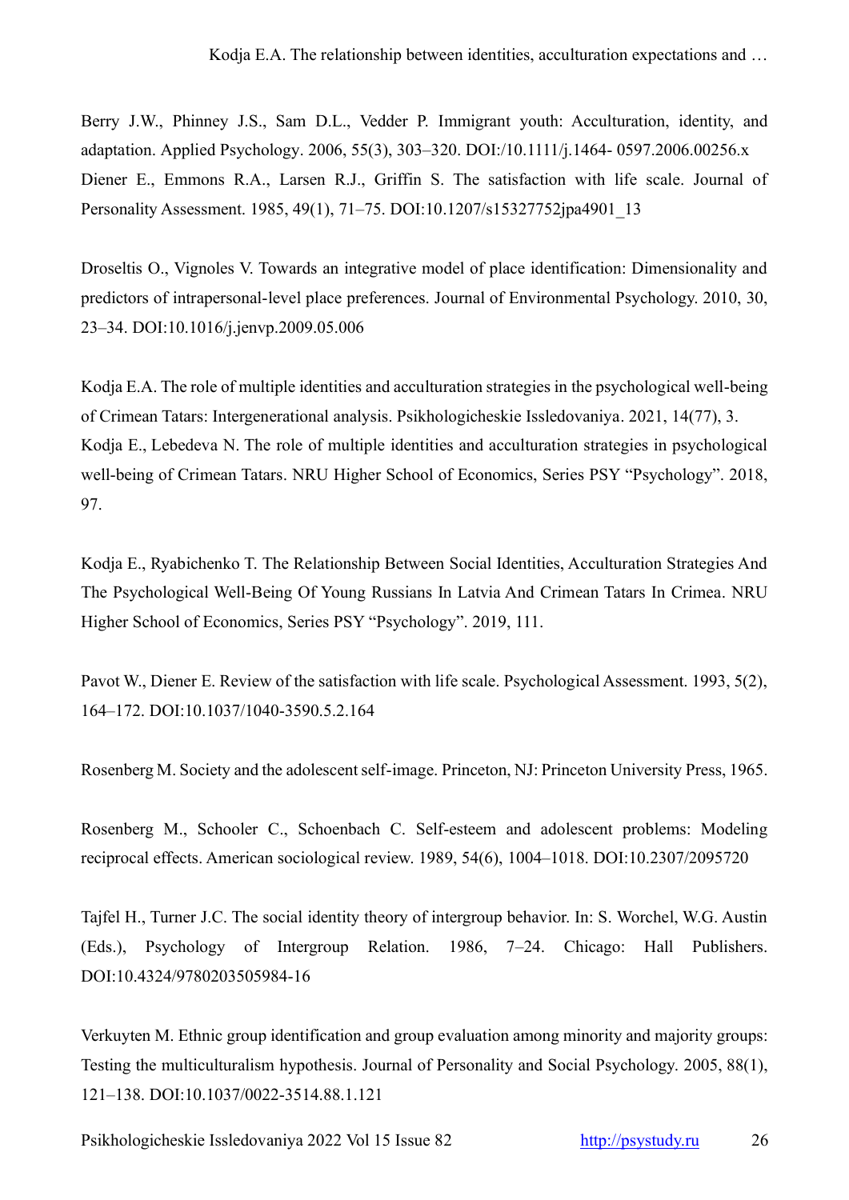Berry J.W., Phinney J.S., Sam D.L., Vedder P. Immigrant youth: Acculturation, identity, and adaptation. Applied Psychology. 2006, 55(3), 303–320. DOI:/10.1111/j.1464- 0597.2006.00256.x

Diener E., Emmons R.A., Larsen R.J., Griffin S. The satisfaction with life scale. Journal of Personality Assessment. 1985, 49(1), 71–75. DOI:10.1207/s15327752jpa4901_13

Droseltis O., Vignoles V. Towards an integrative model of place identification: Dimensionality and predictors of intrapersonal-level place preferences. Journal of Environmental Psychology. 2010, 30, 23–34. DOI:10.1016/j.jenvp.2009.05.006

Kodja E.A. The role of multiple identities and acculturation strategies in the psychological well-being of Crimean Tatars: Intergenerational analysis. Psikhologicheskie Issledovaniya. 2021, 14(77), 3.

Kodja E., Lebedeva N. The role of multiple identities and acculturation strategies in psychological well-being of Crimean Tatars. NRU Higher School of Economics, Series PSY "Psychology". 2018, 97.

Kodja E., Ryabichenko T. The Relationship Between Social Identities, Acculturation Strategies And The Psychological Well-Being Of Young Russians In Latvia And Crimean Tatars In Crimea. NRU Higher School of Economics, Series PSY "Psychology". 2019, 111.

Pavot W., Diener E. Review of the satisfaction with life scale. Psychological Assessment. 1993, 5(2), 164–172. DOI:10.1037/1040-3590.5.2.164

Rosenberg M. Society and the adolescent self-image. Princeton, NJ: Princeton University Press, 1965.

Rosenberg M., Schooler C., Schoenbach C. Self-esteem and adolescent problems: Modeling reciprocal effects. American sociological review. 1989, 54(6), 1004–1018. DOI:10.2307/2095720

Tajfel H., Turner J.C. The social identity theory of intergroup behavior. In: S. Worchel, W.G. Austin (Eds.), Psychology of Intergroup Relation. 1986, 7–24. Chicago: Hall Publishers. DOI:10.4324/9780203505984-16

Verkuyten M. Ethnic group identification and group evaluation among minority and majority groups: Testing the multiculturalism hypothesis. Journal of Personality and Social Psychology. 2005, 88(1), 121–138. DOI:10.1037/0022-3514.88.1.121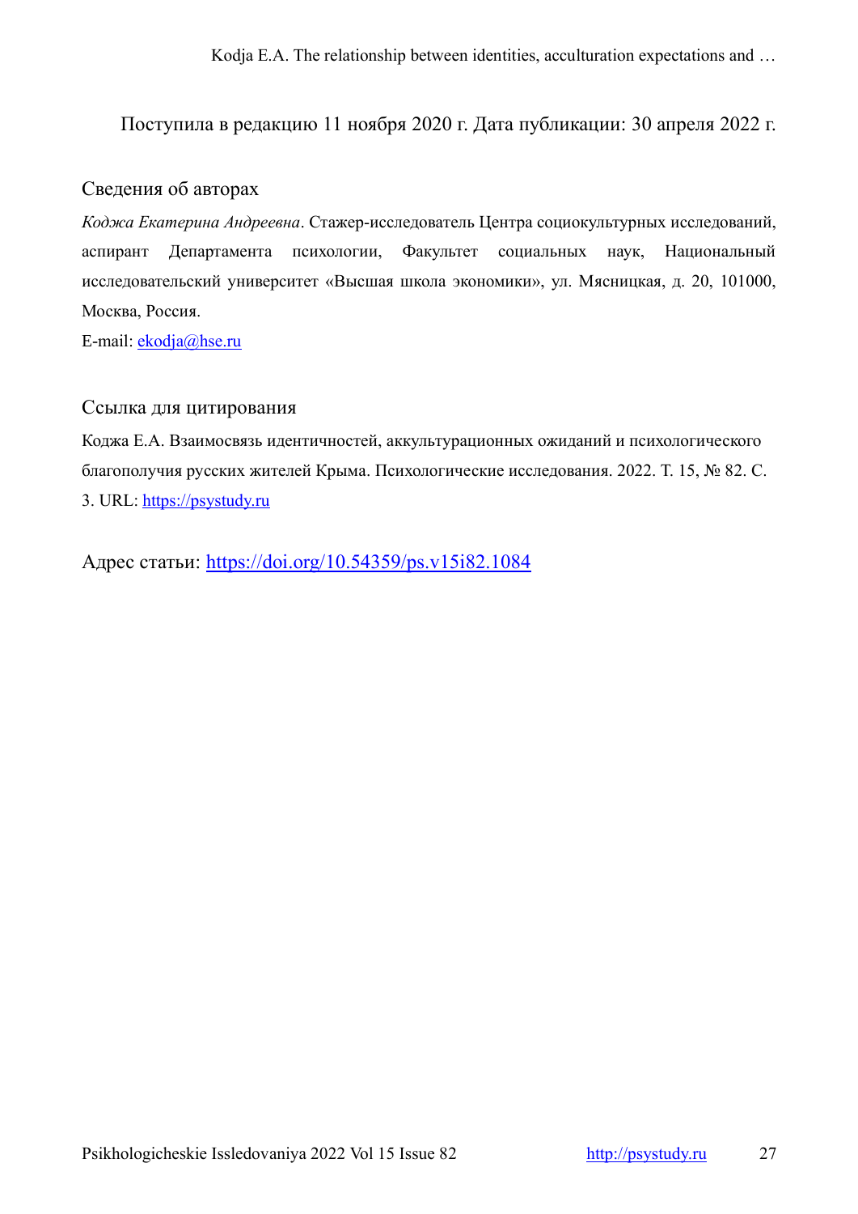Поступила в редакцию 11 ноября 2020 г. Дата публикации: 30 апреля 2022 г.

## Сведения об авторах

*Коджа Екатерина Андреевна*. Стажер-исследователь Центра социокультурных исследований, аспирант Департамента психологии, Факультет социальных наук, Национальный исследовательский университет «Высшая школа экономики», ул. Мясницкая, д. 20, 101000, Москва, Россия.

E-mail: ekodja@hse.ru

## Ссылка для цитирования

Коджа Е.А. Взаимосвязь идентичностей, аккультурационных ожиданий и психологического благополучия русских жителей Крыма. Психологические исследования. 2022. Т. 15, № 82. С. 3. URL: https://psystudy.ru

Адрес статьи: https://doi.org/10.54359/ps.v15i82.1084